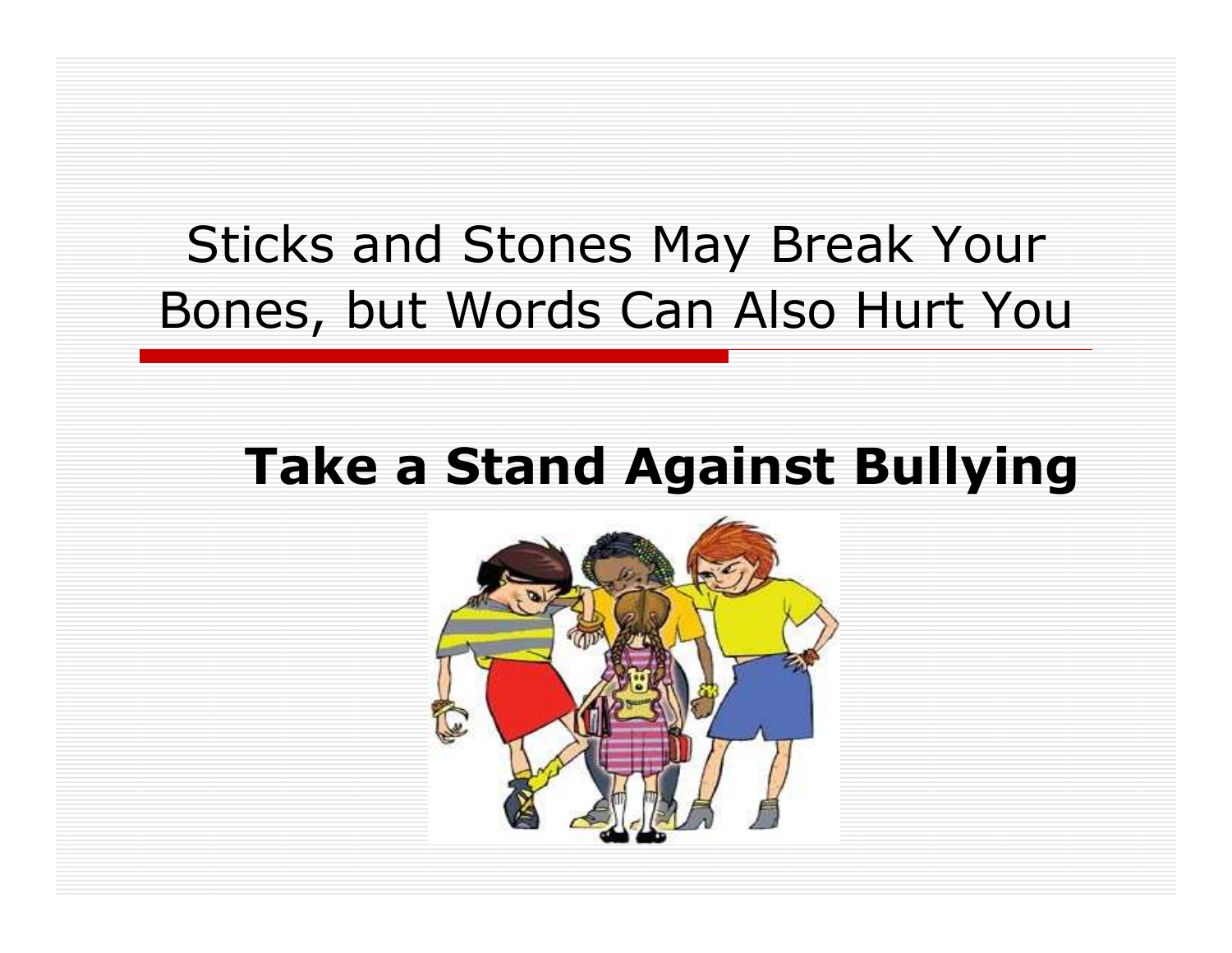# Sticks and Stones May Break Your Bones, but Words Can Also Hurt You

## **Take a Stand Against Bullying**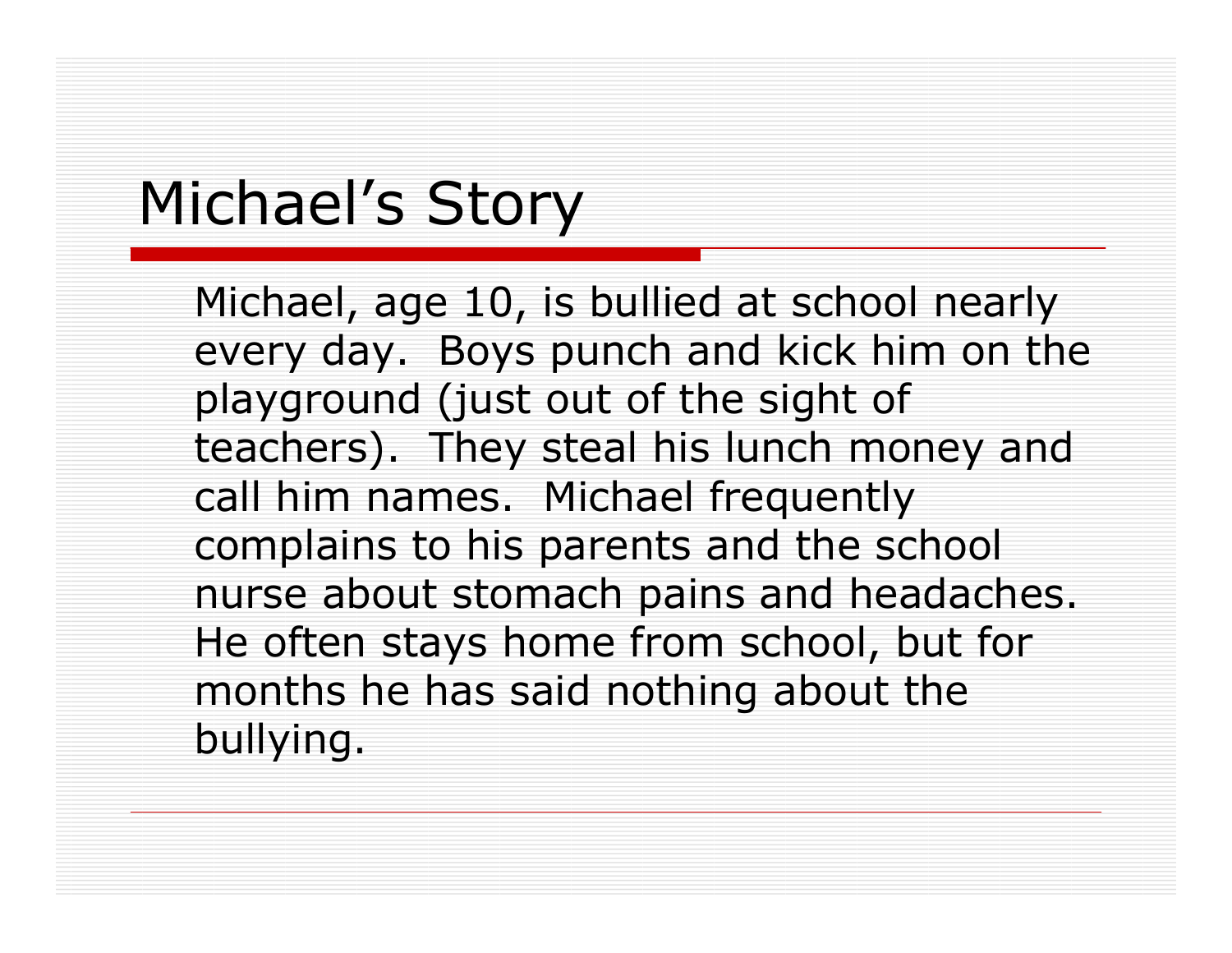# Michael's Story

Michael, age 10, is bullied at school nearly every day. Boys punch and kick him on the playground (just out of the sight of teachers). They steal his lunch money and call him names. Michael frequently complains to his parents and the school nurse about stomach pains and headaches. He often stays home from school, but for months he has said nothing about the bullying.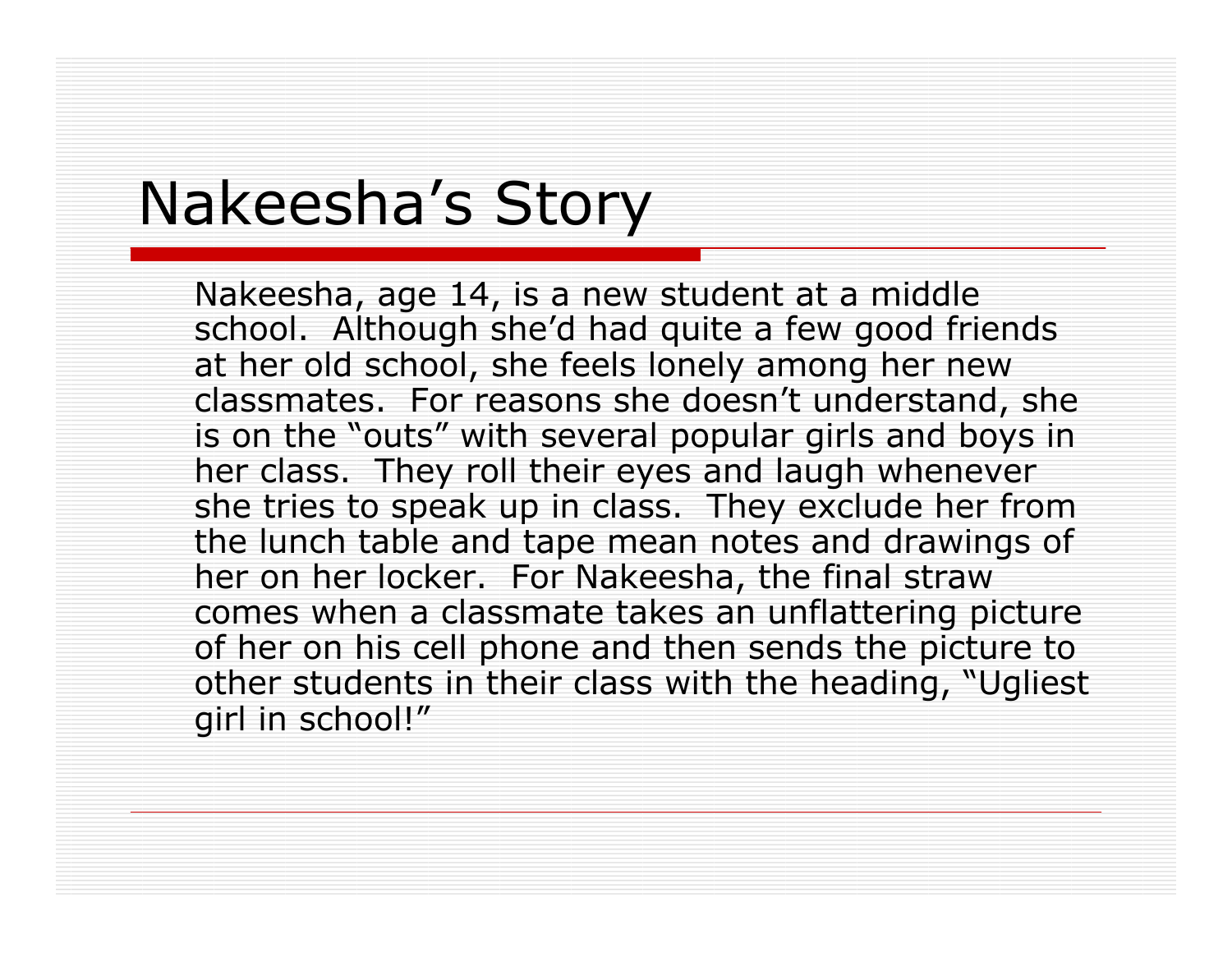# Nakeesha’s Story

Nakeesha, age 14, is a new student at a middle school. Although she’d had quite a few good friends at her old school, she feels lonely among her new classmates. For reasons she doesn’t understand, she is on the “outs” with several popular girls and boys in her class. They roll their eyes and laugh whenever she tries to speak up in class. They exclude her from the lunch table and tape mean notes and drawings of her on her locker. For Nakeesha, the final straw comes when a classmate takes an unflattering picture of her on his cell phone and then sends the picture to other students in their class with the heading, “Ugliest girl in school!”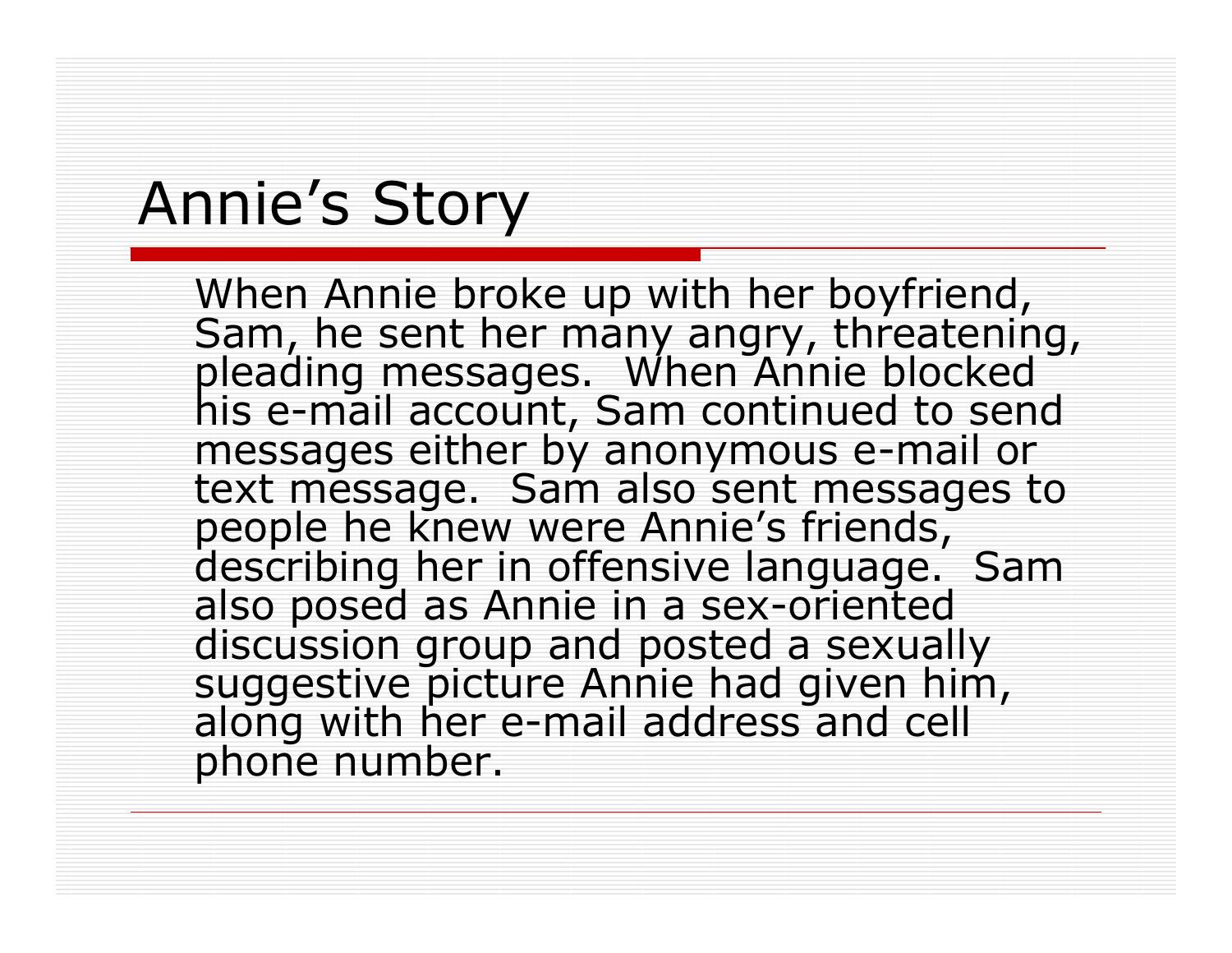# Annie's Story

When Annie broke up with her boyfriend, Sam, he sent her many angry, threatening, pleading messages. When Annie blocked his e-mail account, Sam continued to send messages either by anonymous e-mail or text message. Sam also sent messages to people he knew were Annie's friends, describing her in offensive language. Sam also posed as Annie in a sex-oriented discussion group and posted a sexually suggestive picture Annie had given him, along with her e-mail address and cell phone number.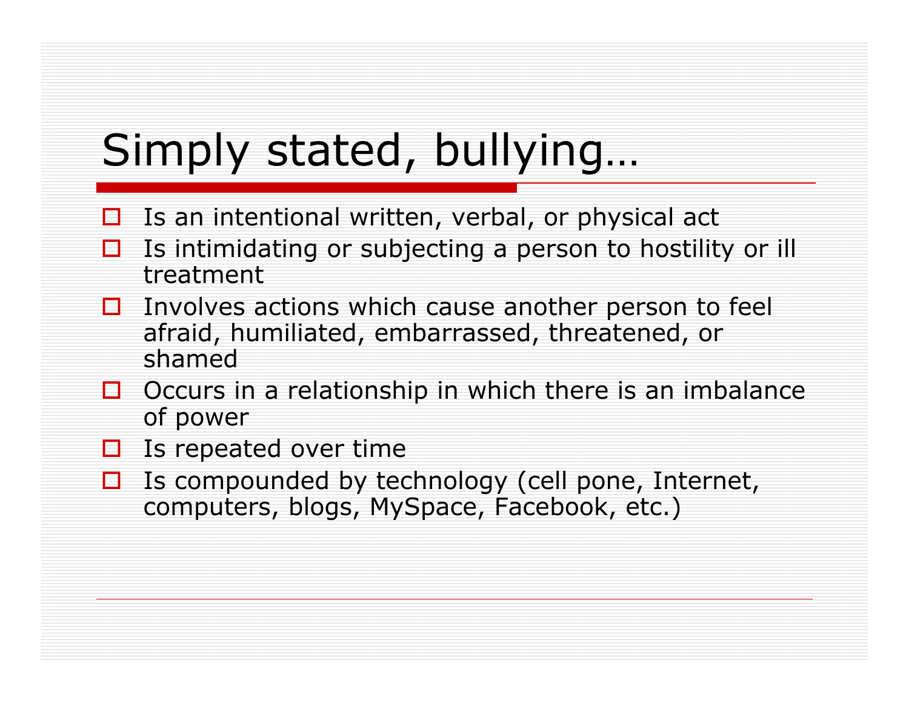# Simply stated, bullying…

- Is an intentional written, verbal, or physical act
- Is intimidating or subjecting a person to hostility or ill treatment
- Involves actions which cause another person to feel afraid, humiliated, embarrassed, threatened, or shamed
- Occurs in a relationship in which there is an imbalance of power
- Is repeated over time
- Is compounded by technology (cell pone, Internet, computers, blogs, MySpace, Facebook, etc.)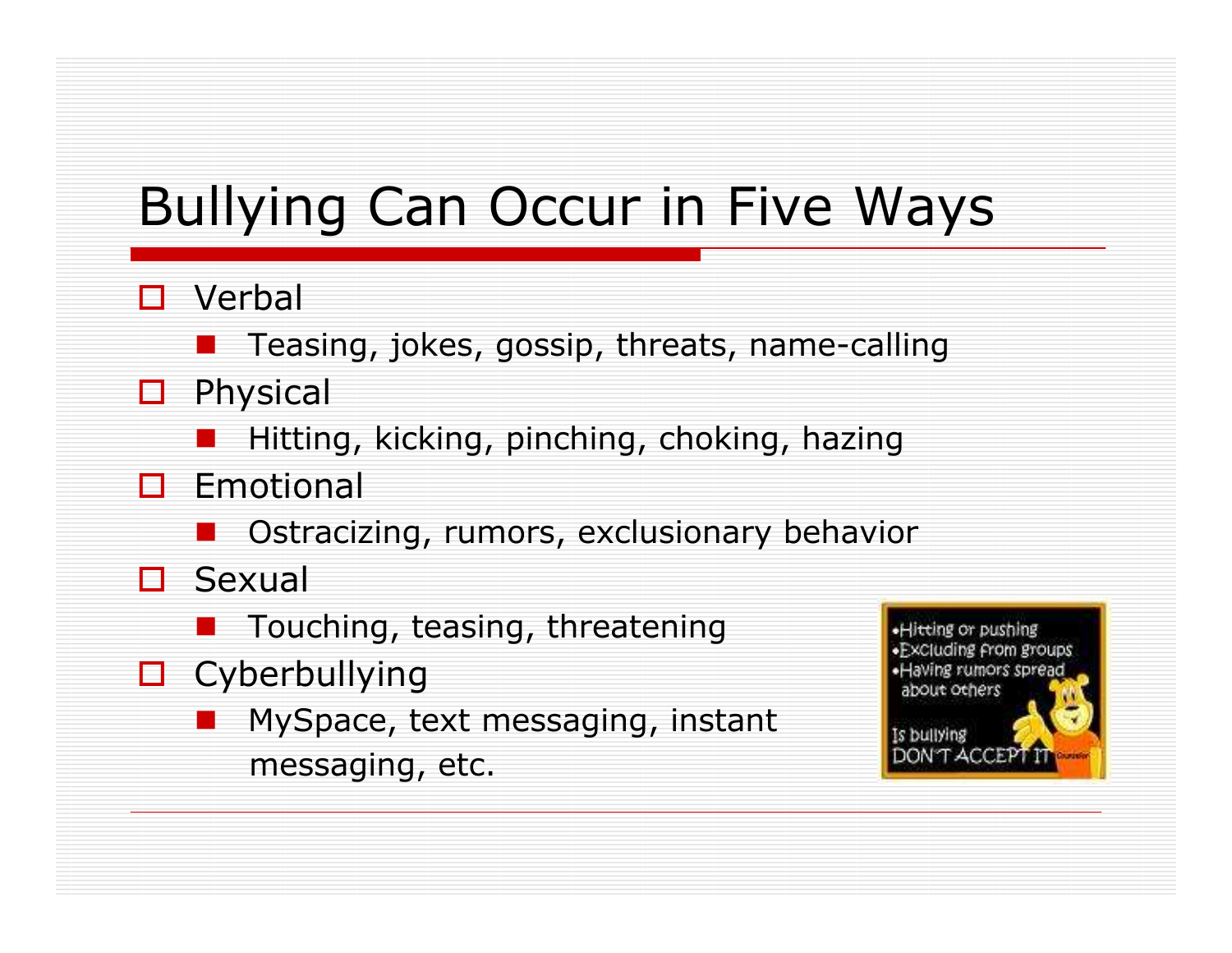# Bullying Can Occur in Five Ways

- Verbal
  - Teasing, jokes, gossip, threats, name-calling
- Physical
  - Hitting, kicking, pinching, choking, hazing
- Emotional
  - Ostracizing, rumors, exclusionary behavior
- Sexual
  - Touching, teasing, threatening
- Cyberbullying
  - MySpace, text messaging, instant messaging, etc.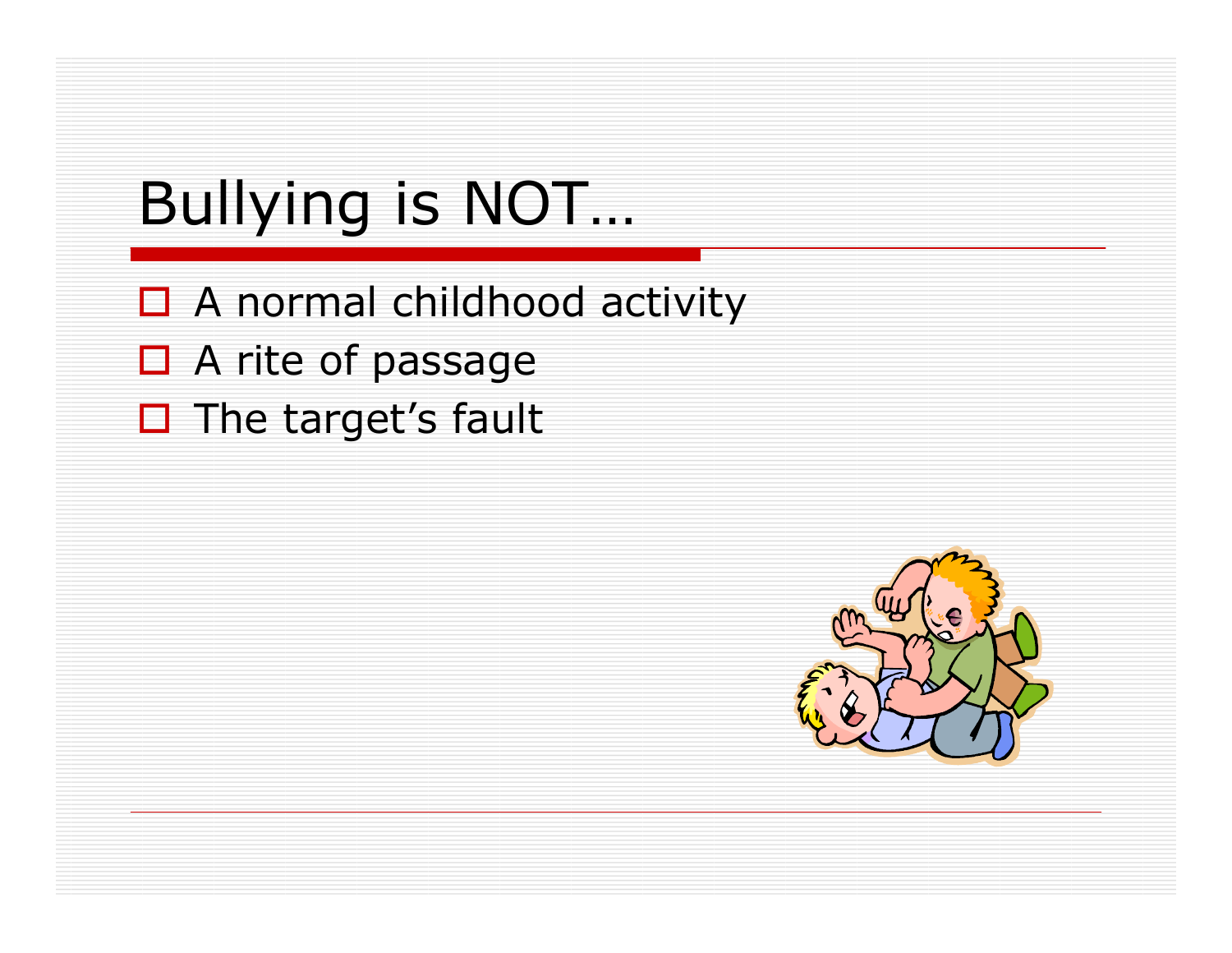# Bullying is NOT…

- A normal childhood activity
- A rite of passage
- The target's fault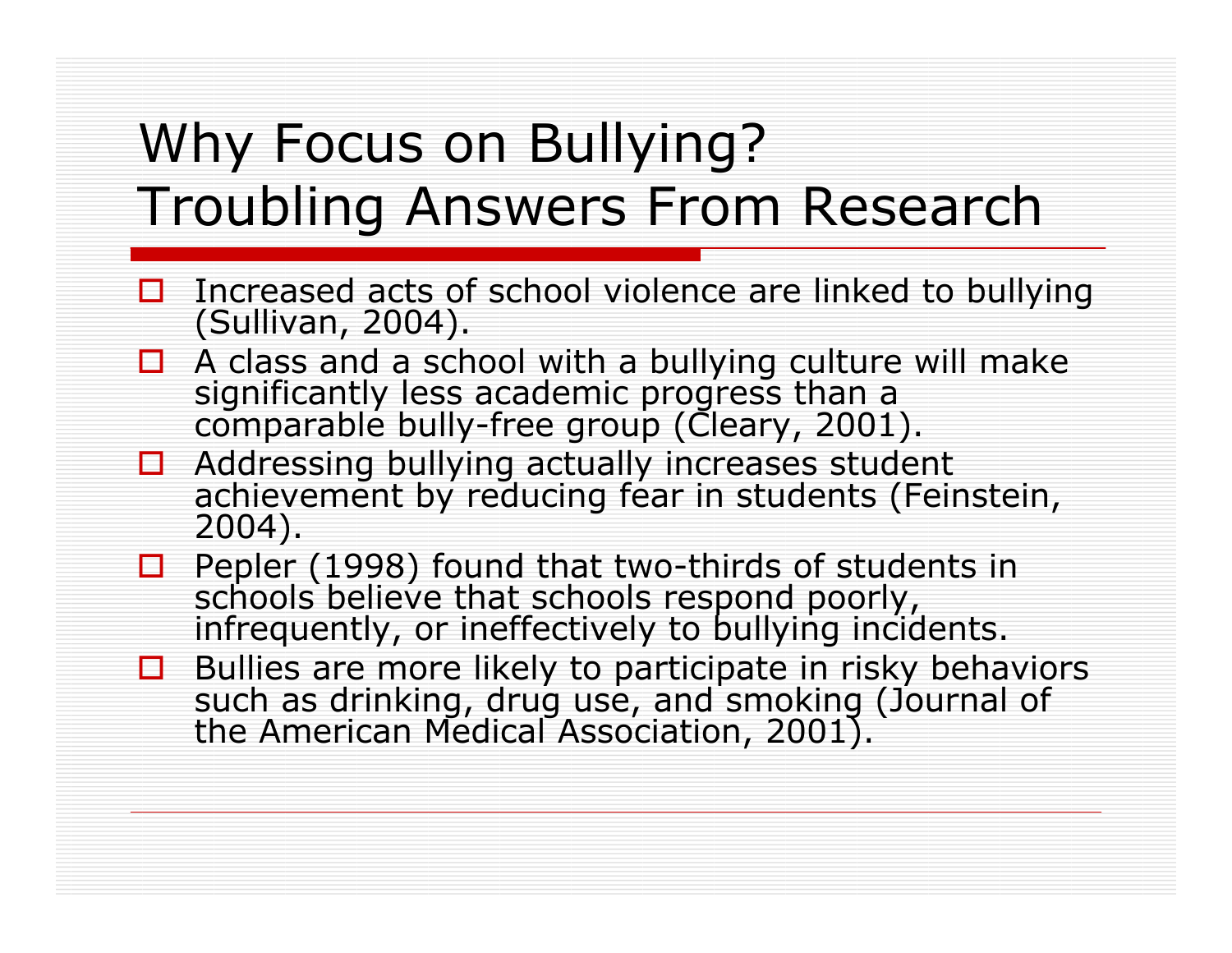# Why Focus on Bullying? Troubling Answers From Research

- Increased acts of school violence are linked to bullying (Sullivan, 2004).
- A class and a school with a bullying culture will make significantly less academic progress than a comparable bully-free group (Cleary, 2001).
- Addressing bullying actually increases student achievement by reducing fear in students (Feinstein, 2004).
- Pepler (1998) found that two-thirds of students in schools believe that schools respond poorly, infrequently, or ineffectively to bullying incidents.
- Bullies are more likely to participate in risky behaviors such as drinking, drug use, and smoking (Journal of the American Medical Association, 2001).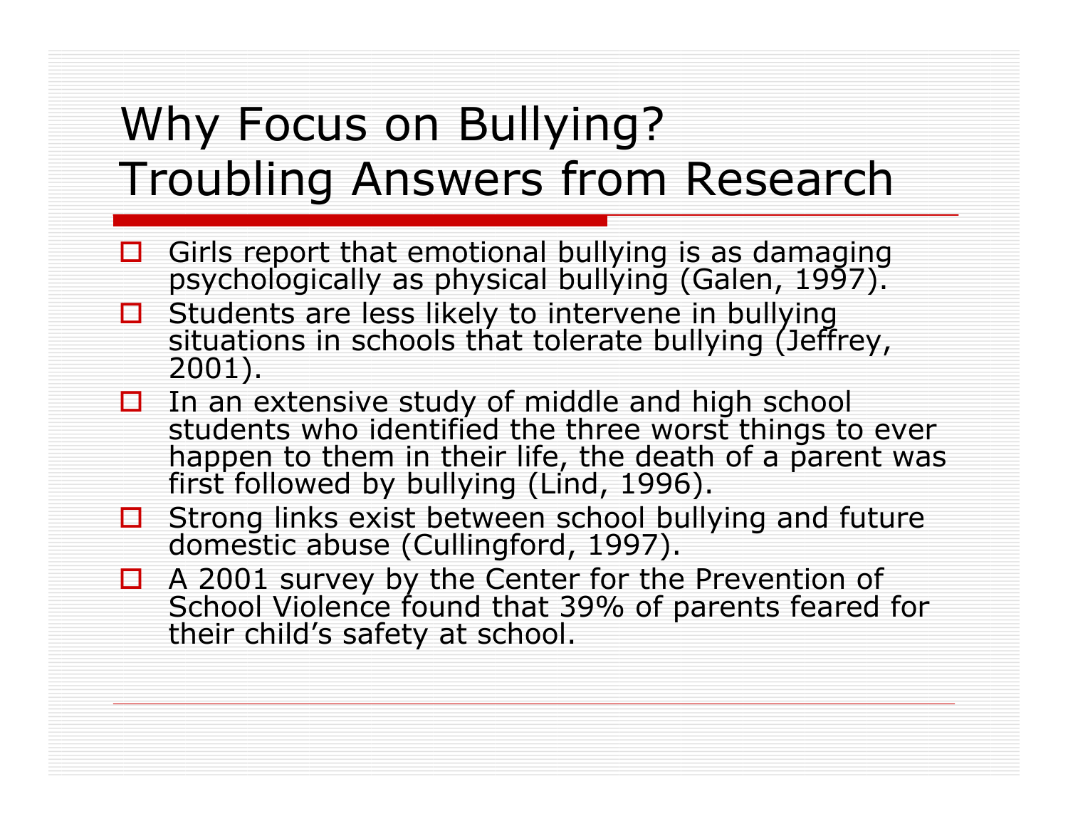# Why Focus on Bullying? Troubling Answers from Research

- Girls report that emotional bullying is as damaging psychologically as physical bullying (Galen, 1997).
- Students are less likely to intervene in bullying situations in schools that tolerate bullying (Jeffrey, 2001).
- In an extensive study of middle and high school students who identified the three worst things to ever happen to them in their life, the death of a parent was first followed by bullying (Lind, 1996).
- Strong links exist between school bullying and future domestic abuse (Cullingford, 1997).
- A 2001 survey by the Center for the Prevention of School Violence found that 39% of parents feared for their child's safety at school.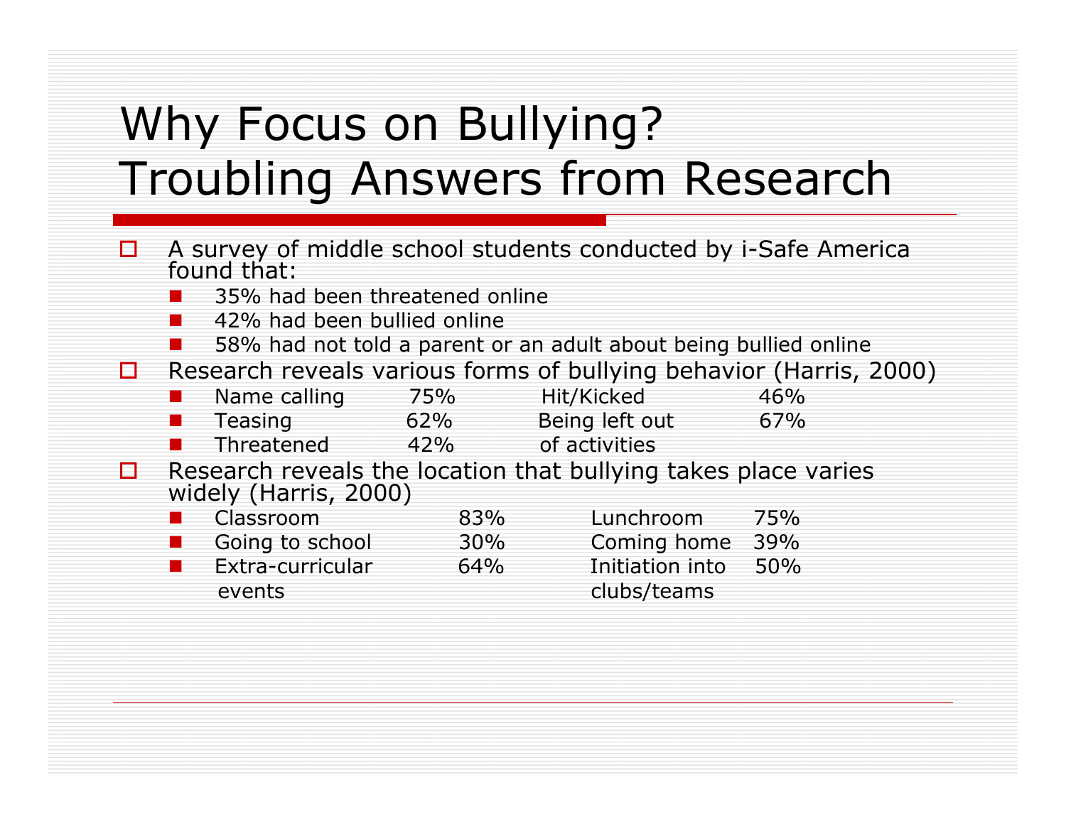# Why Focus on Bullying? Troubling Answers from Research

- A survey of middle school students conducted by i-Safe America found that:
  - 35% had been threatened online
  - 42% had been bullied online
  - 58% had not told a parent or an adult about being bullied online
- Research reveals various forms of bullying behavior (Harris, 2000)
  - Name calling 75% Hit/Kicked 46%
  - Teasing 62% Being left out of activities 67%
  - Threatened 42%
- Research reveals the location that bullying takes place varies widely (Harris, 2000)
  - Classroom 83% Lunchroom 75%
  - Going to school 30% Coming home 39%
  - Extra-curricular events 64% Initiation into clubs/teams 50%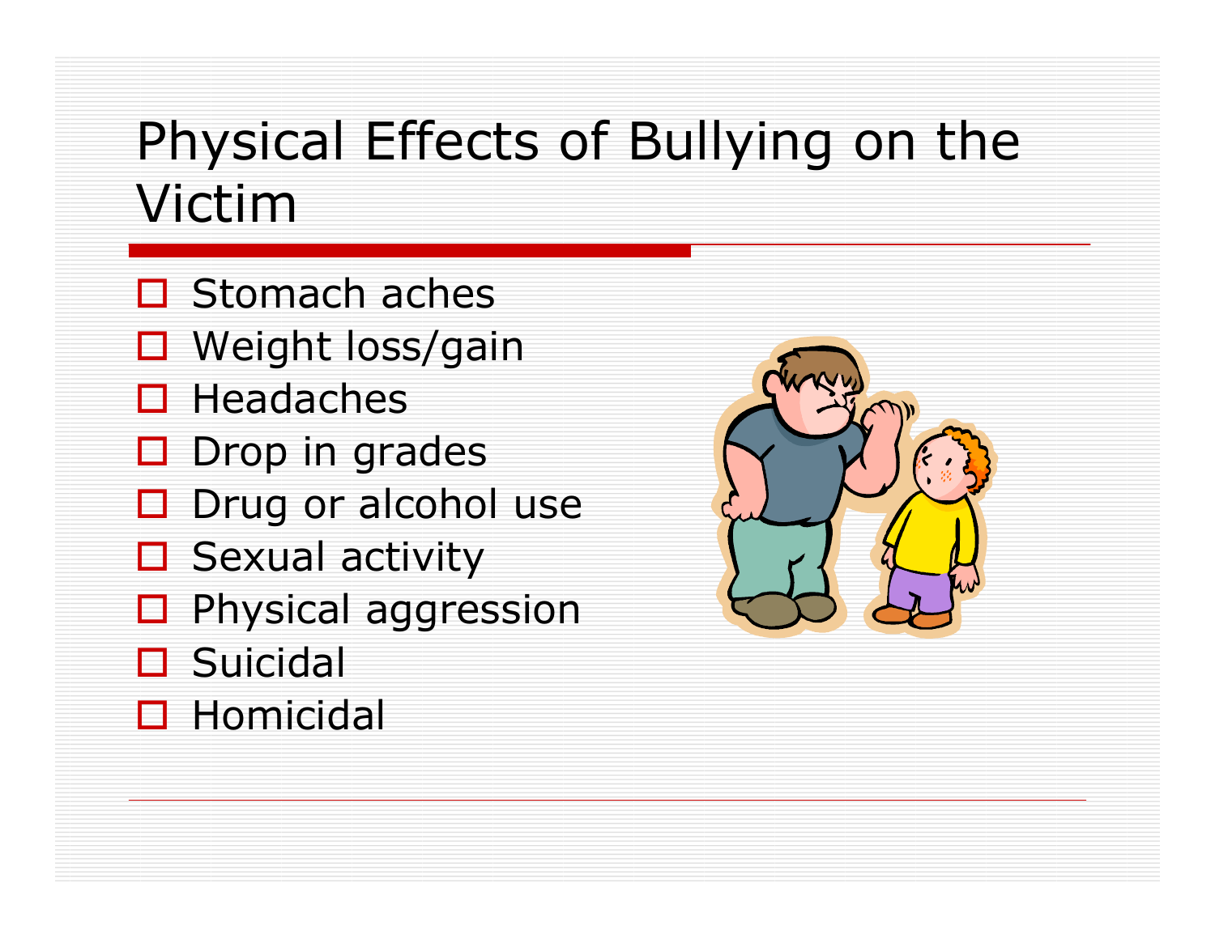# Physical Effects of Bullying on the Victim

- Stomach aches
- Weight loss/gain
- Headaches
- Drop in grades
- Drug or alcohol use
- Sexual activity
- Physical aggression
- Suicidal
- Homicidal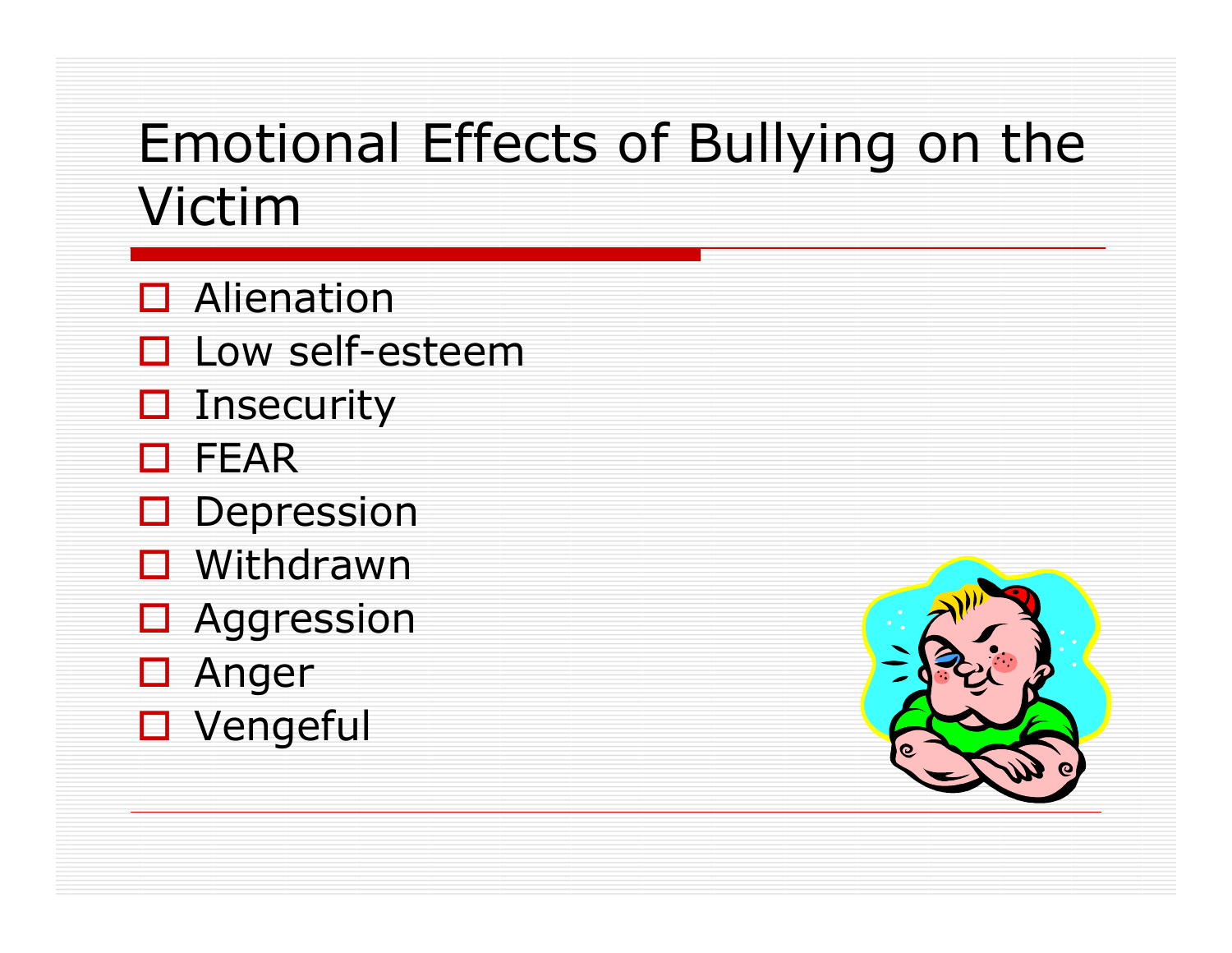# Emotional Effects of Bullying on the Victim

- Alienation
- Low self-esteem
- Insecurity
- FEAR
- Depression
- Withdrawn
- Aggression
- Anger
- Vengeful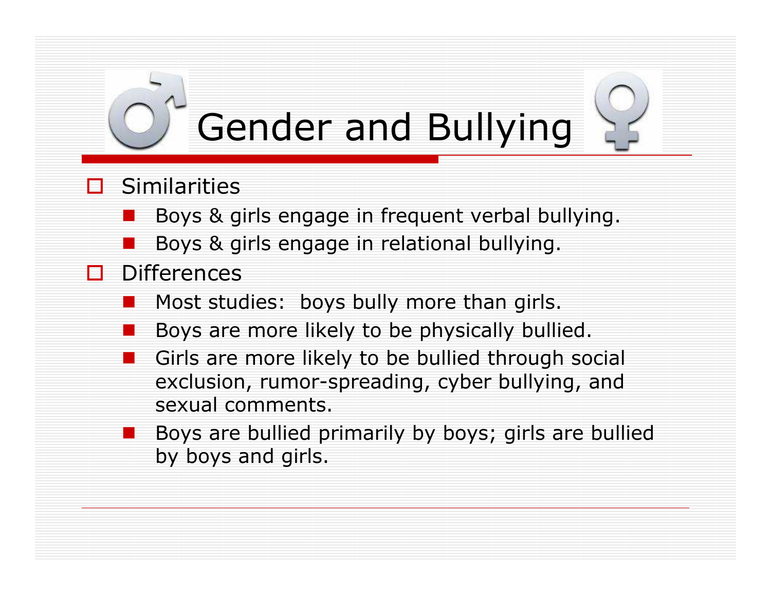# Gender and Bullying

- Similarities
  - Boys & girls engage in frequent verbal bullying.
  - Boys & girls engage in relational bullying.
- Differences
  - Most studies: boys bully more than girls.
  - Boys are more likely to be physically bullied.
  - Girls are more likely to be bullied through social exclusion, rumor-spreading, cyber bullying, and sexual comments.
  - Boys are bullied primarily by boys; girls are bullied by boys and girls.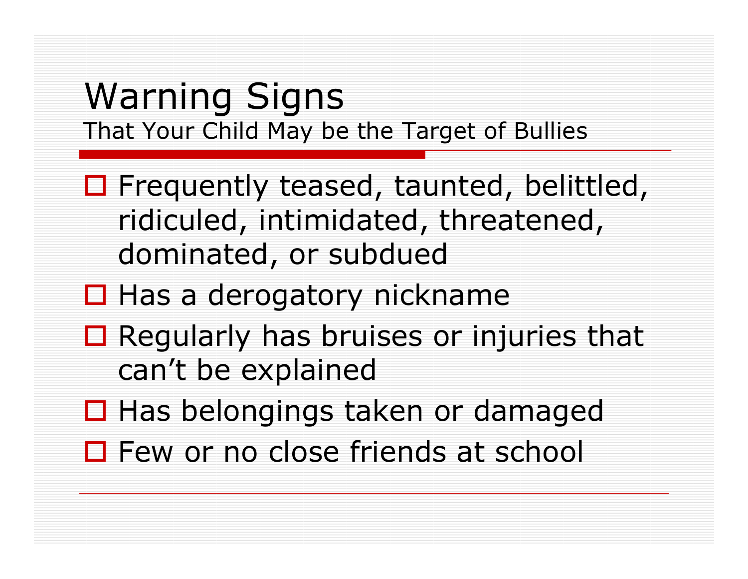# Warning Signs

That Your Child May be the Target of Bullies

- Frequently teased, taunted, belittled, ridiculed, intimidated, threatened, dominated, or subdued
- Has a derogatory nickname
- Regularly has bruises or injuries that can't be explained
- Has belongings taken or damaged
- Few or no close friends at school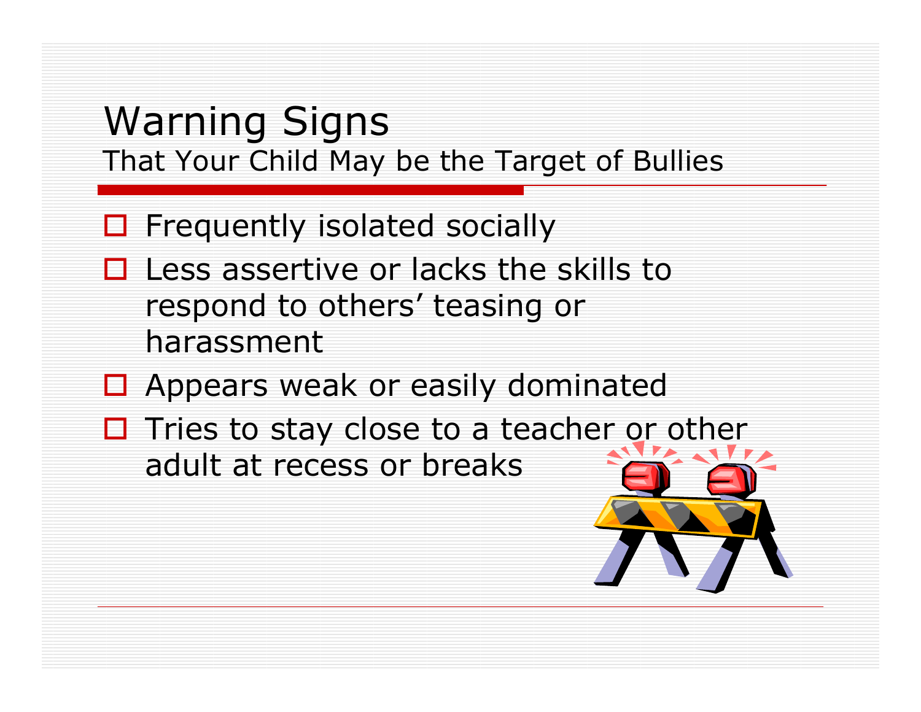# Warning Signs

That Your Child May be the Target of Bullies

- Frequently isolated socially
- Less assertive or lacks the skills to respond to others' teasing or harassment
- Appears weak or easily dominated
- Tries to stay close to a teacher or other adult at recess or breaks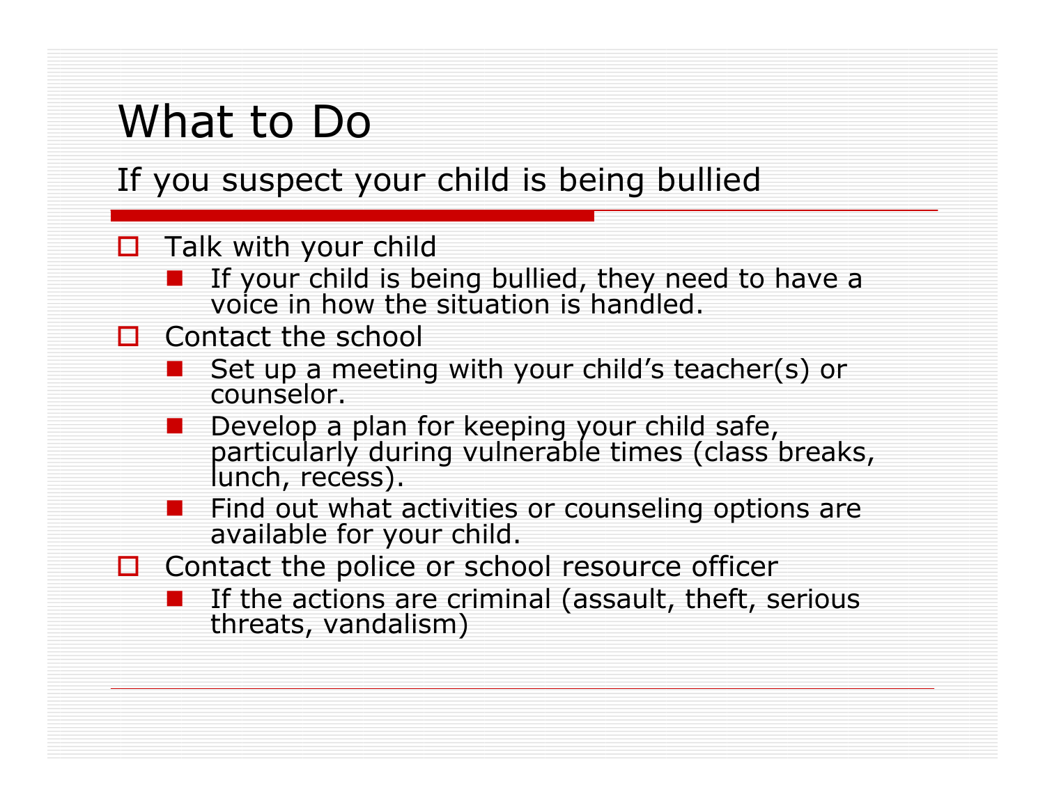# What to Do

## If you suspect your child is being bullied

- Talk with your child
  - If your child is being bullied, they need to have a voice in how the situation is handled.
- Contact the school
  - Set up a meeting with your child's teacher(s) or counselor.
  - Develop a plan for keeping your child safe, particularly during vulnerable times (class breaks, lunch, recess).
  - Find out what activities or counseling options are available for your child.
- Contact the police or school resource officer
  - If the actions are criminal (assault, theft, serious threats, vandalism)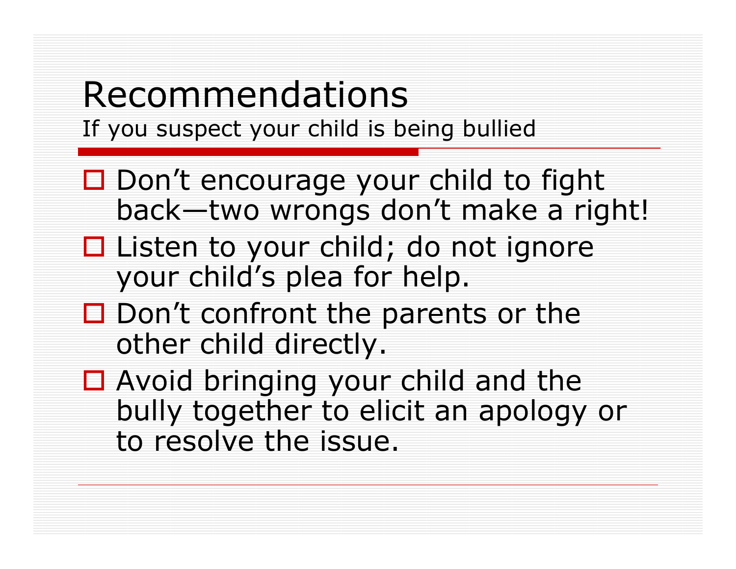# Recommendations

If you suspect your child is being bullied

- Don't encourage your child to fight back—two wrongs don't make a right!
- Listen to your child; do not ignore your child's plea for help.
- Don't confront the parents or the other child directly.
- Avoid bringing your child and the bully together to elicit an apology or to resolve the issue.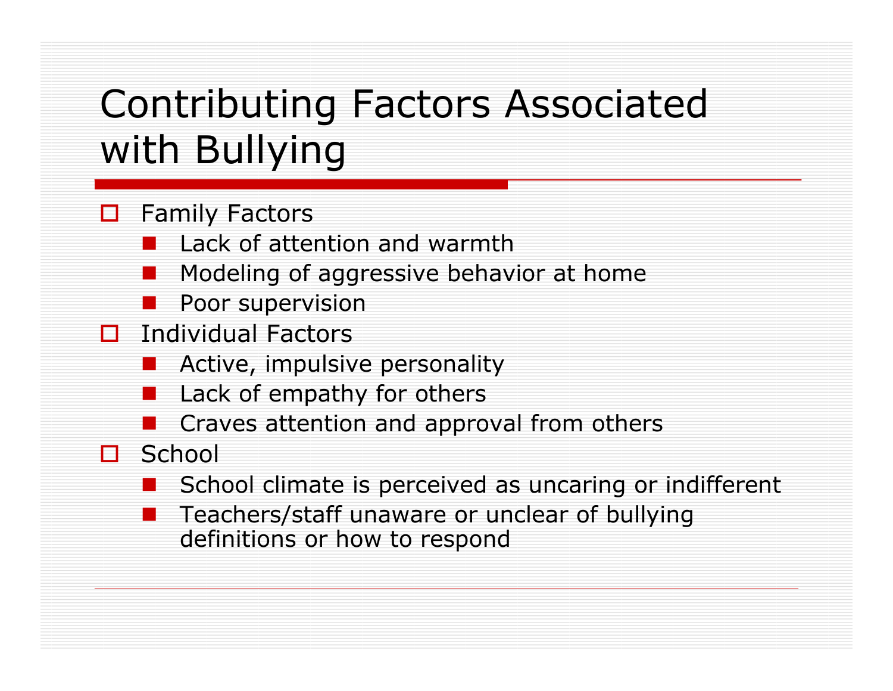# Contributing Factors Associated with Bullying

- Family Factors
  - Lack of attention and warmth
  - Modeling of aggressive behavior at home
  - Poor supervision
- Individual Factors
  - Active, impulsive personality
  - Lack of empathy for others
  - Craves attention and approval from others
- School
  - School climate is perceived as uncaring or indifferent
  - Teachers/staff unaware or unclear of bullying definitions or how to respond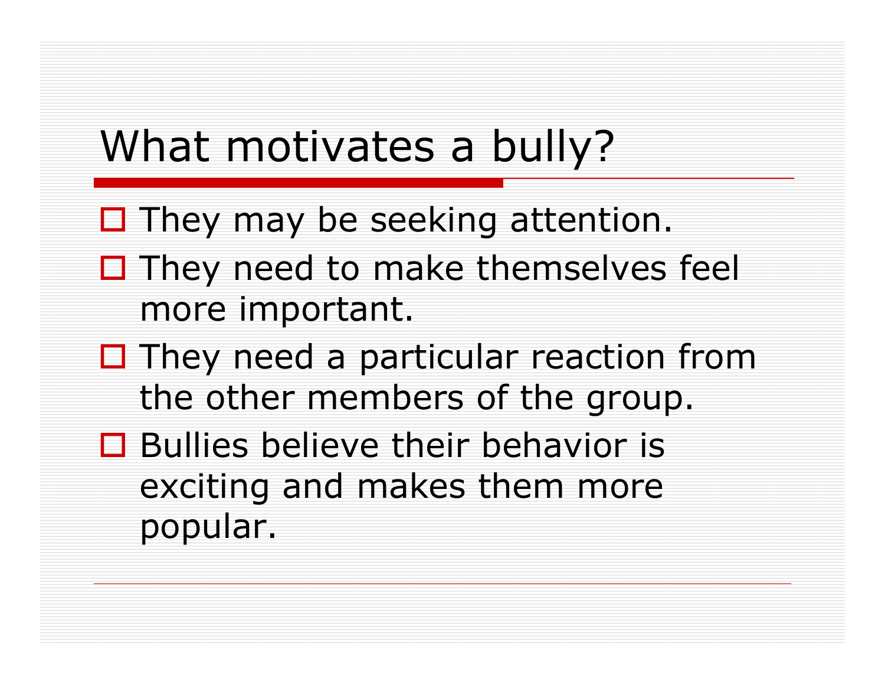# What motivates a bully?

- They may be seeking attention.
- They need to make themselves feel more important.
- They need a particular reaction from the other members of the group.
- Bullies believe their behavior is exciting and makes them more popular.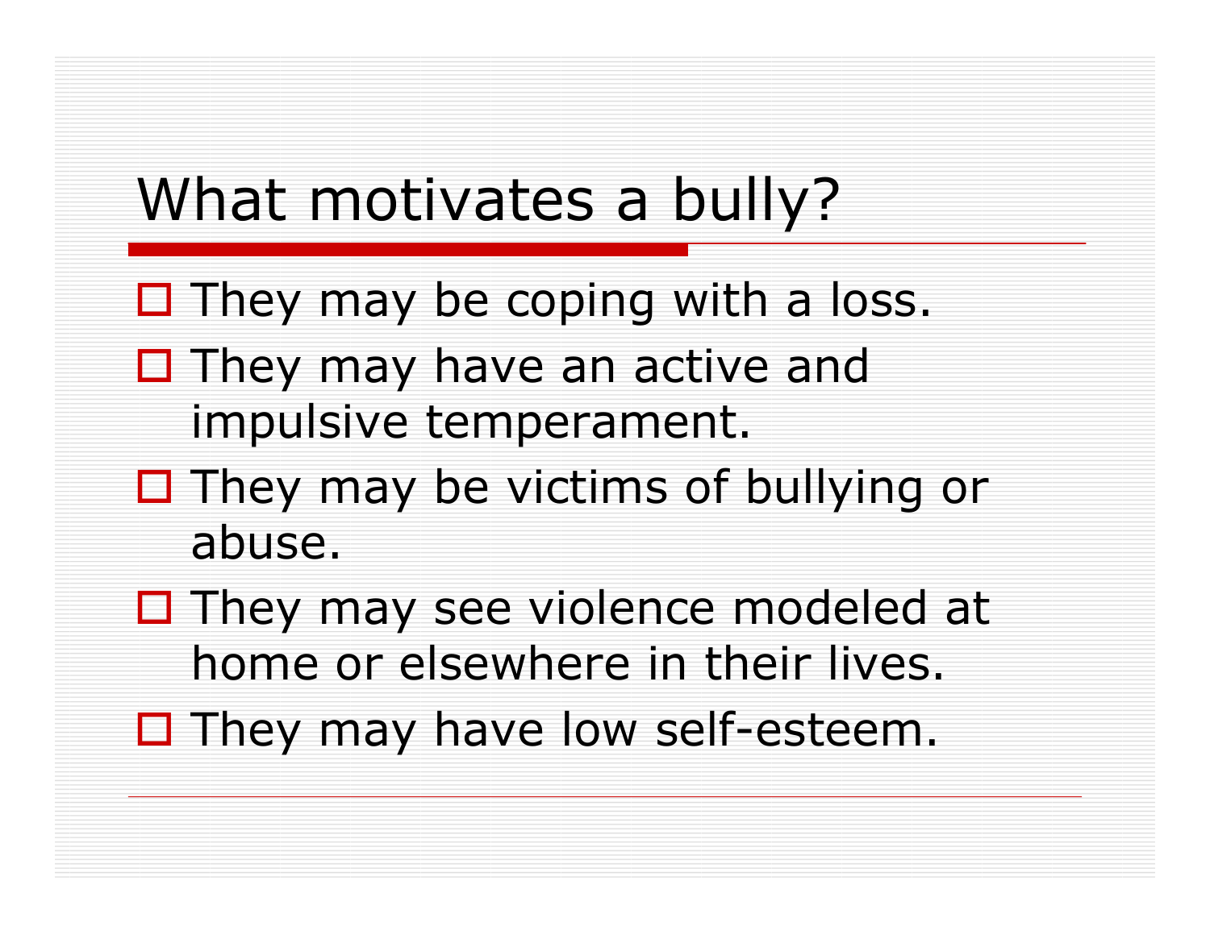# What motivates a bully?

- They may be coping with a loss.
- They may have an active and impulsive temperament.
- They may be victims of bullying or abuse.
- They may see violence modeled at home or elsewhere in their lives.
- They may have low self-esteem.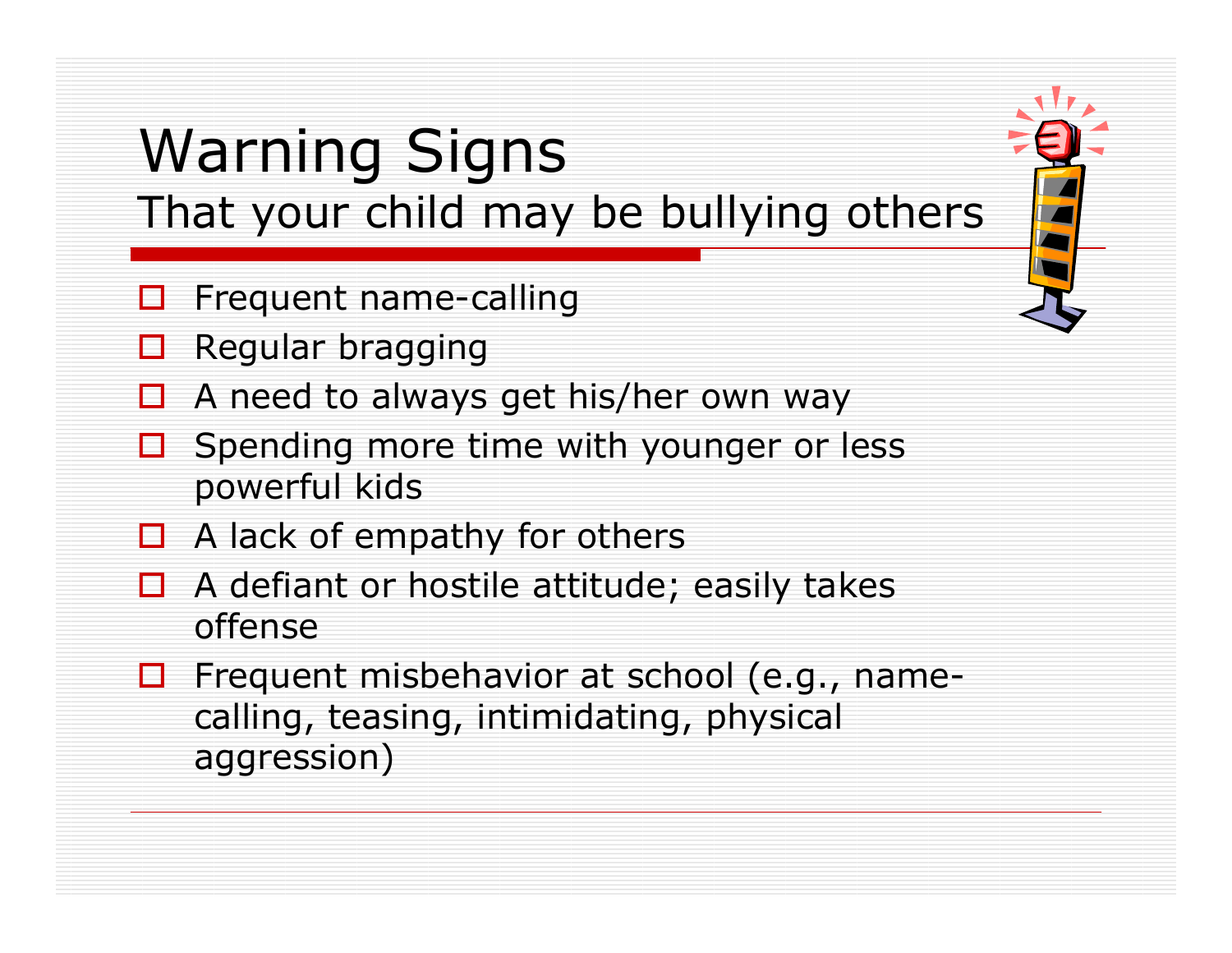# Warning Signs

## That your child may be bullying others

- Frequent name-calling
- Regular bragging
- A need to always get his/her own way
- Spending more time with younger or less powerful kids
- A lack of empathy for others
- A defiant or hostile attitude; easily takes offense
- Frequent misbehavior at school (e.g., name-calling, teasing, intimidating, physical aggression)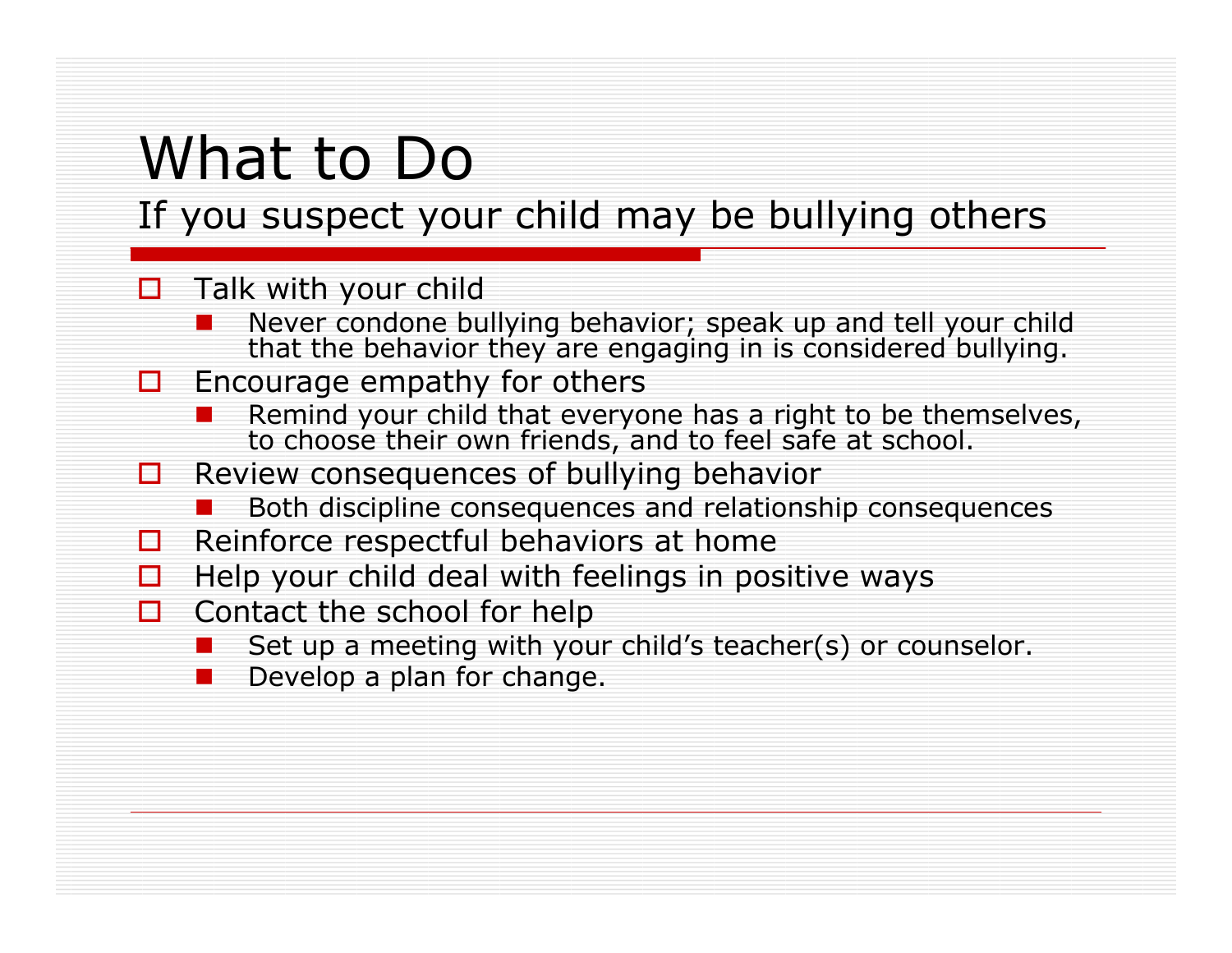# What to Do

## If you suspect your child may be bullying others

- Talk with your child
  - Never condone bullying behavior; speak up and tell your child that the behavior they are engaging in is considered bullying.
- Encourage empathy for others
  - Remind your child that everyone has a right to be themselves, to choose their own friends, and to feel safe at school.
- Review consequences of bullying behavior
  - Both discipline consequences and relationship consequences
- Reinforce respectful behaviors at home
- Help your child deal with feelings in positive ways
- Contact the school for help
  - Set up a meeting with your child's teacher(s) or counselor.
  - Develop a plan for change.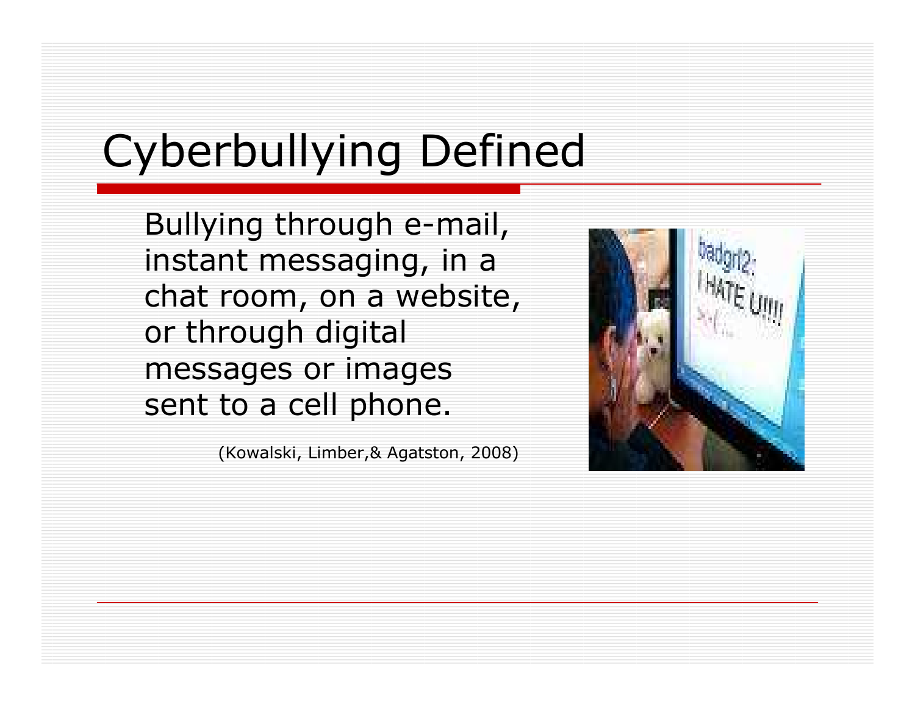# Cyberbullying Defined

Bullying through e-mail, instant messaging, in a chat room, on a website, or through digital messages or images sent to a cell phone.

(Kowalski, Limber,& Agatston, 2008)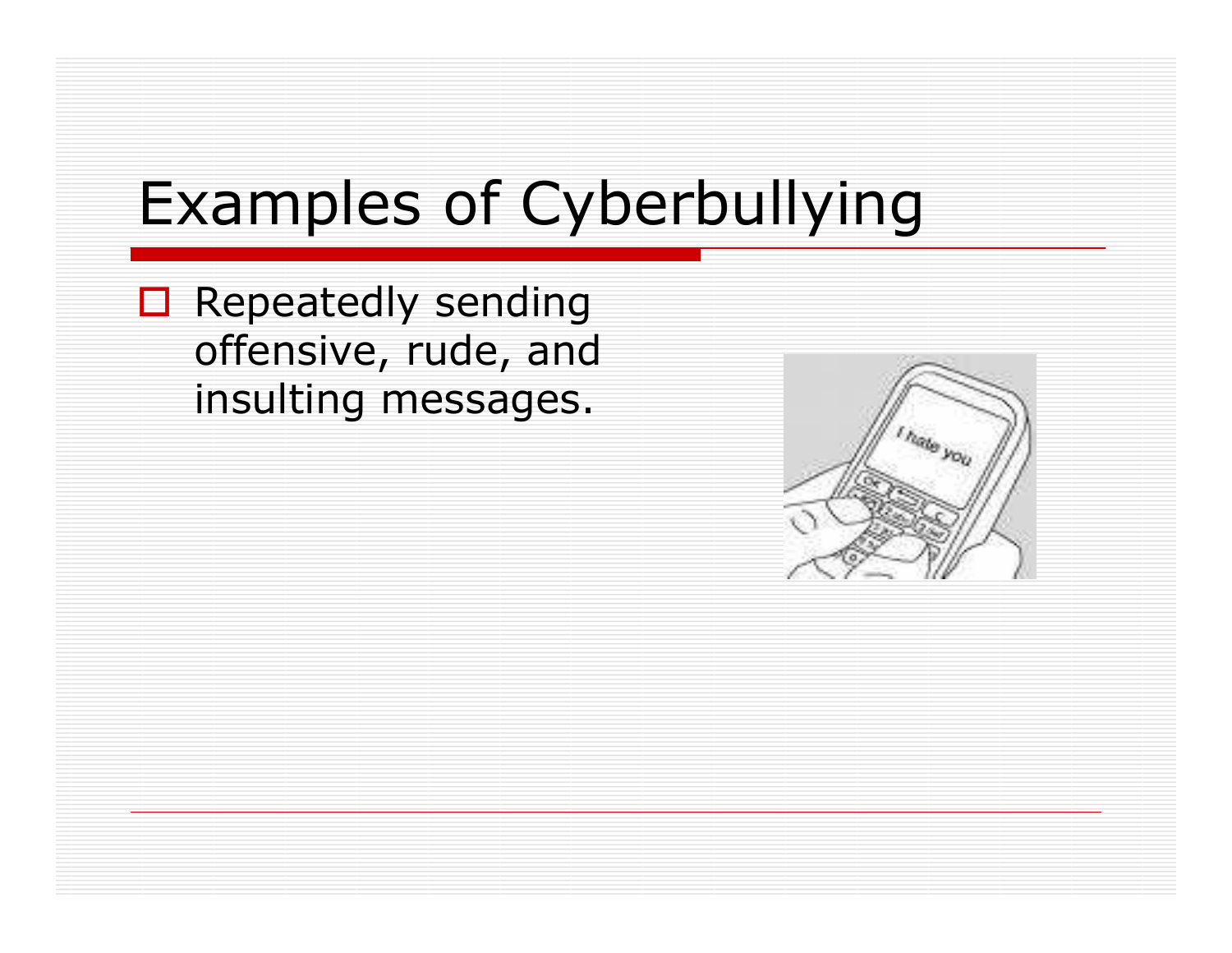# Examples of Cyberbullying

- Repeatedly sending offensive, rude, and insulting messages.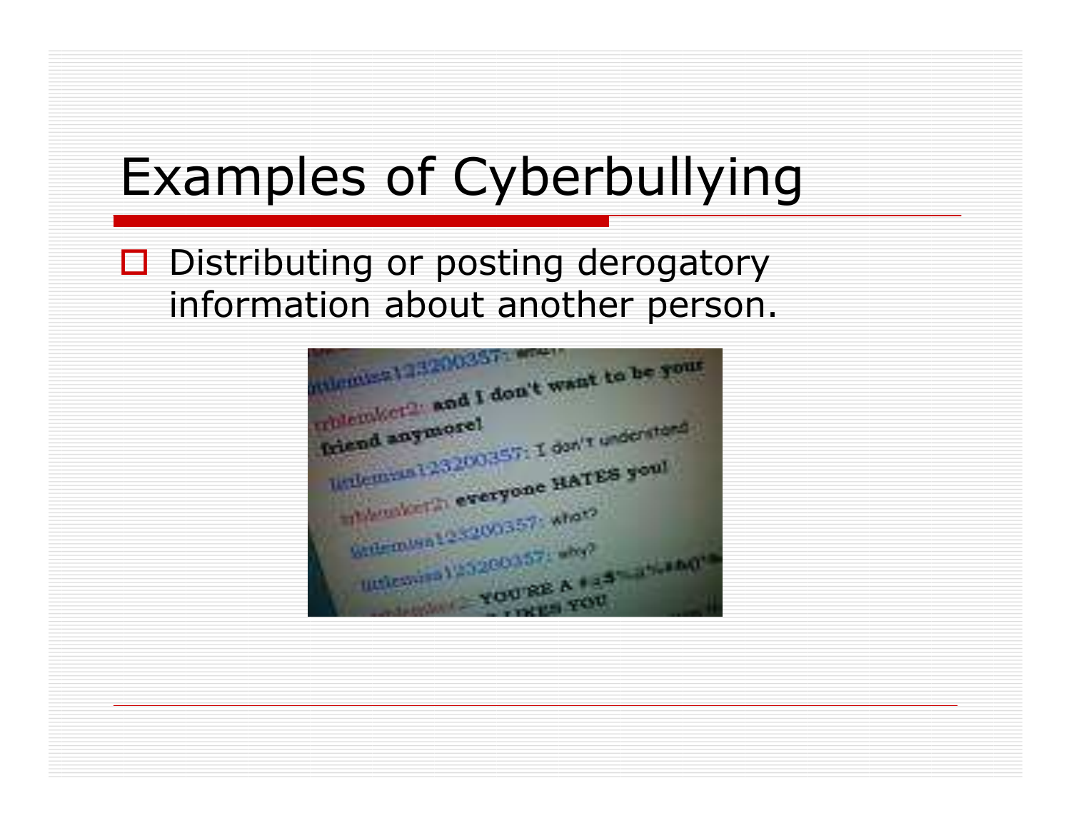# Examples of Cyberbullying

- Distributing or posting derogatory information about another person.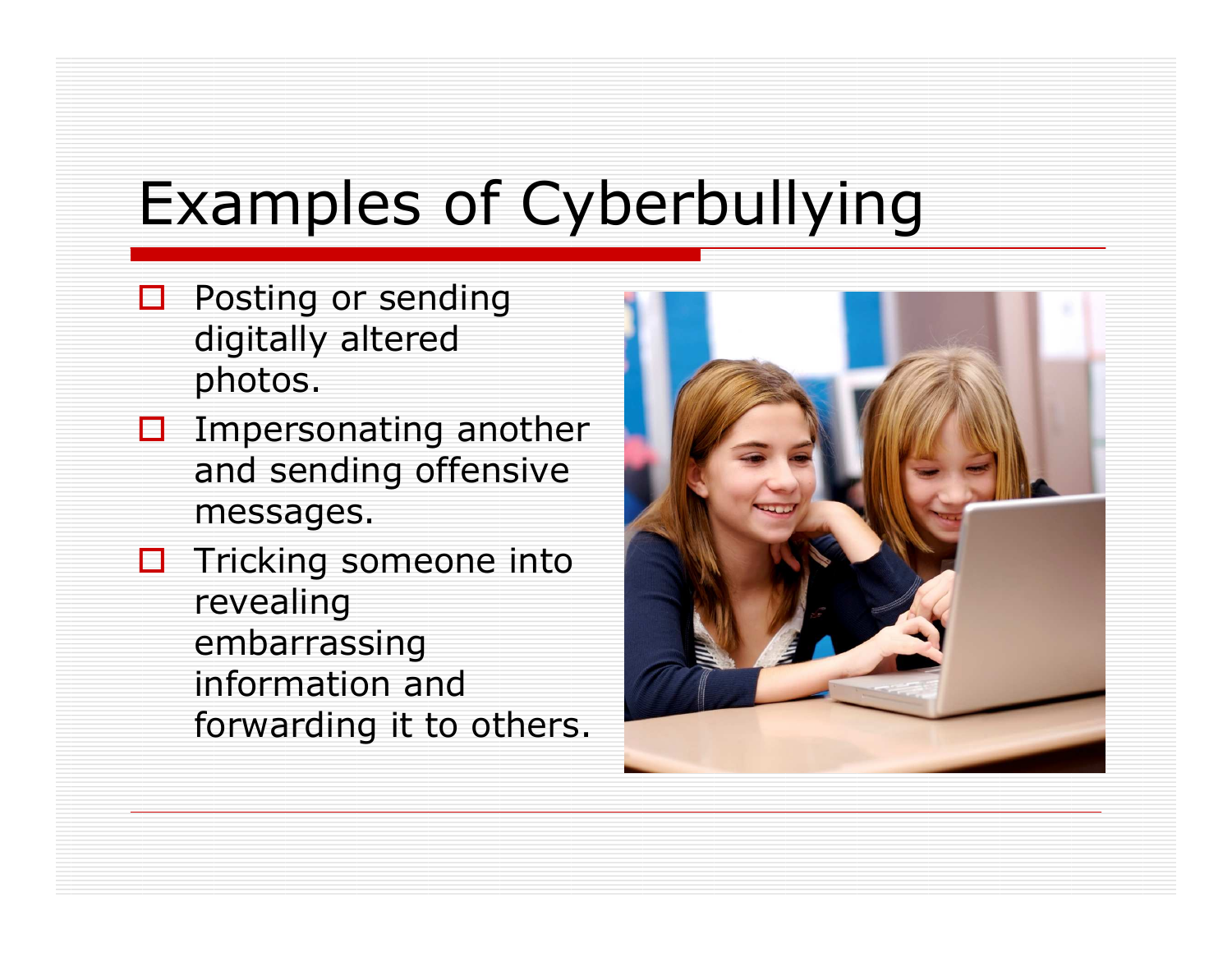# Examples of Cyberbullying

- Posting or sending digitally altered photos.
- Impersonating another and sending offensive messages.
- Tricking someone into revealing embarrassing information and forwarding it to others.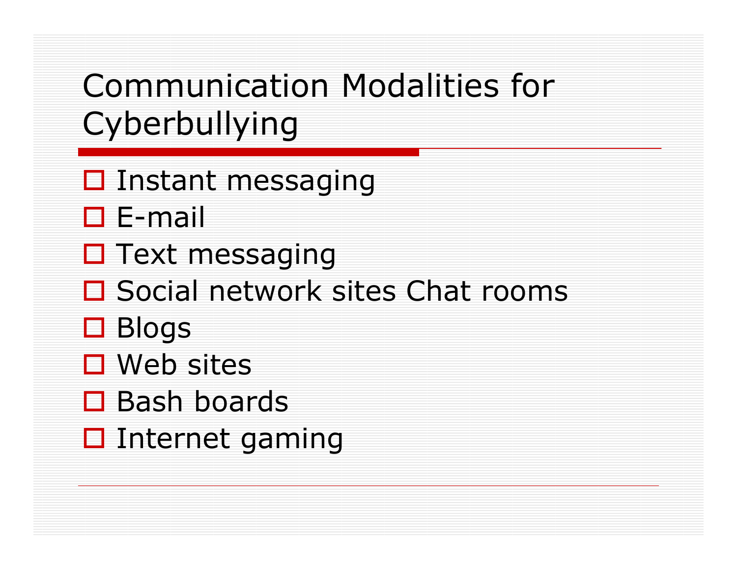# Communication Modalities for Cyberbullying

- Instant messaging
- E-mail
- Text messaging
- Social network sites Chat rooms
- Blogs
- Web sites
- Bash boards
- Internet gaming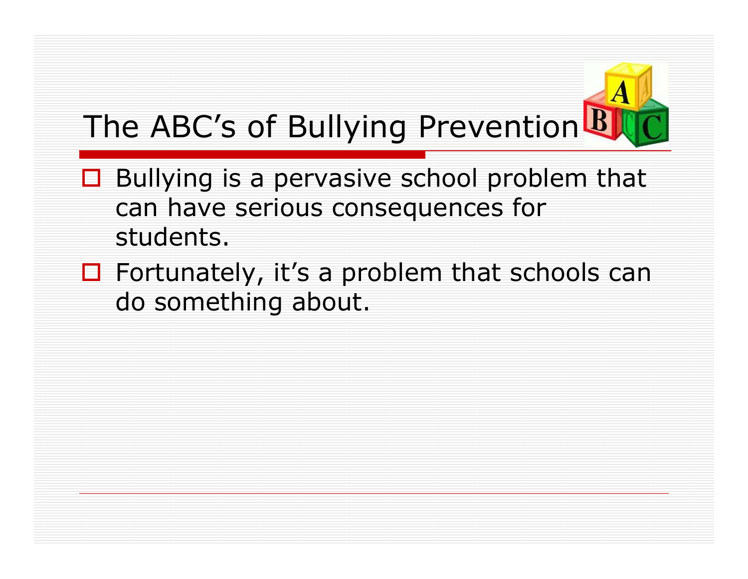# The ABC's of Bullying Prevention

- Bullying is a pervasive school problem that can have serious consequences for students.
- Fortunately, it's a problem that schools can do something about.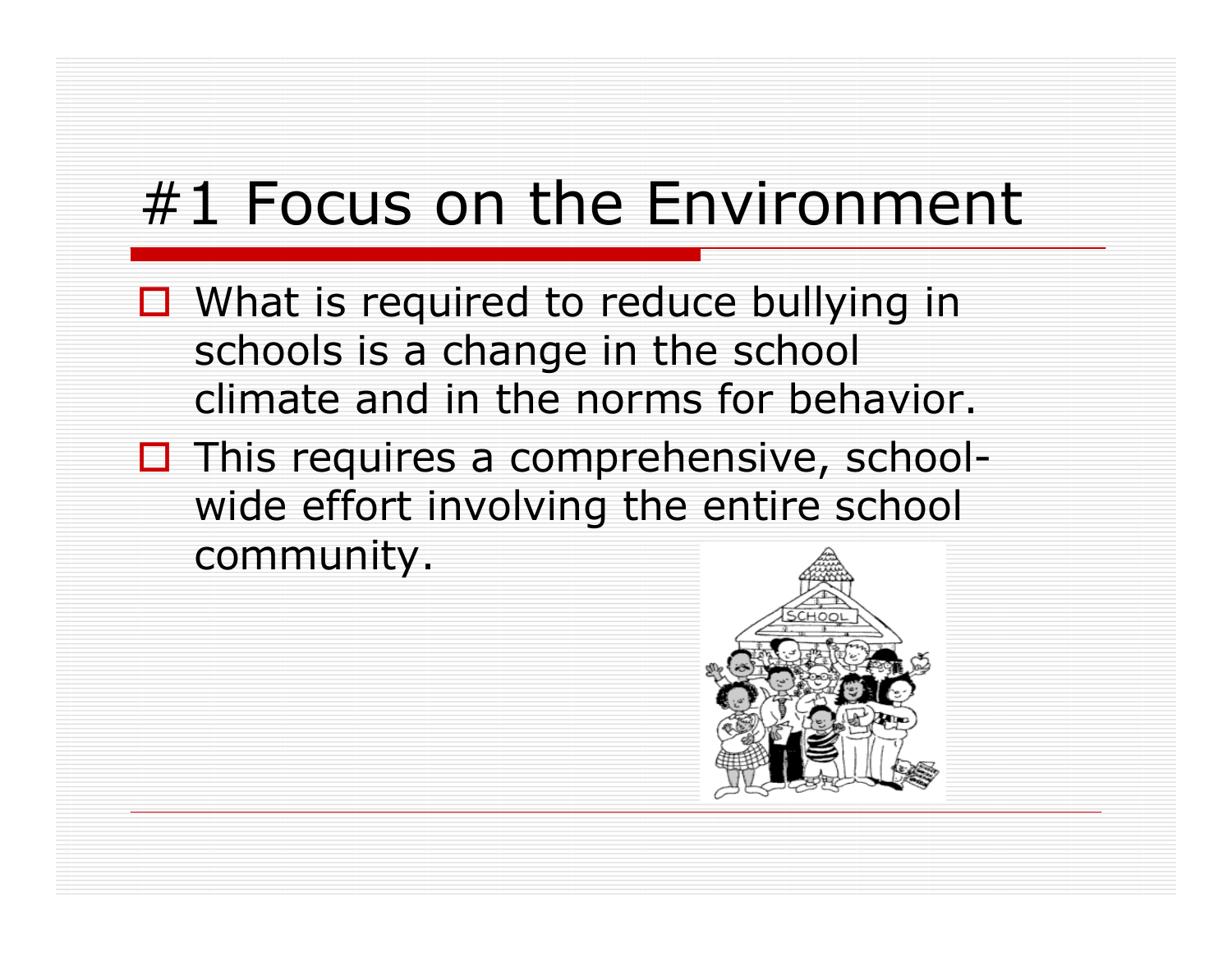# #1 Focus on the Environment

- What is required to reduce bullying in schools is a change in the school climate and in the norms for behavior.
- This requires a comprehensive, school-wide effort involving the entire school community.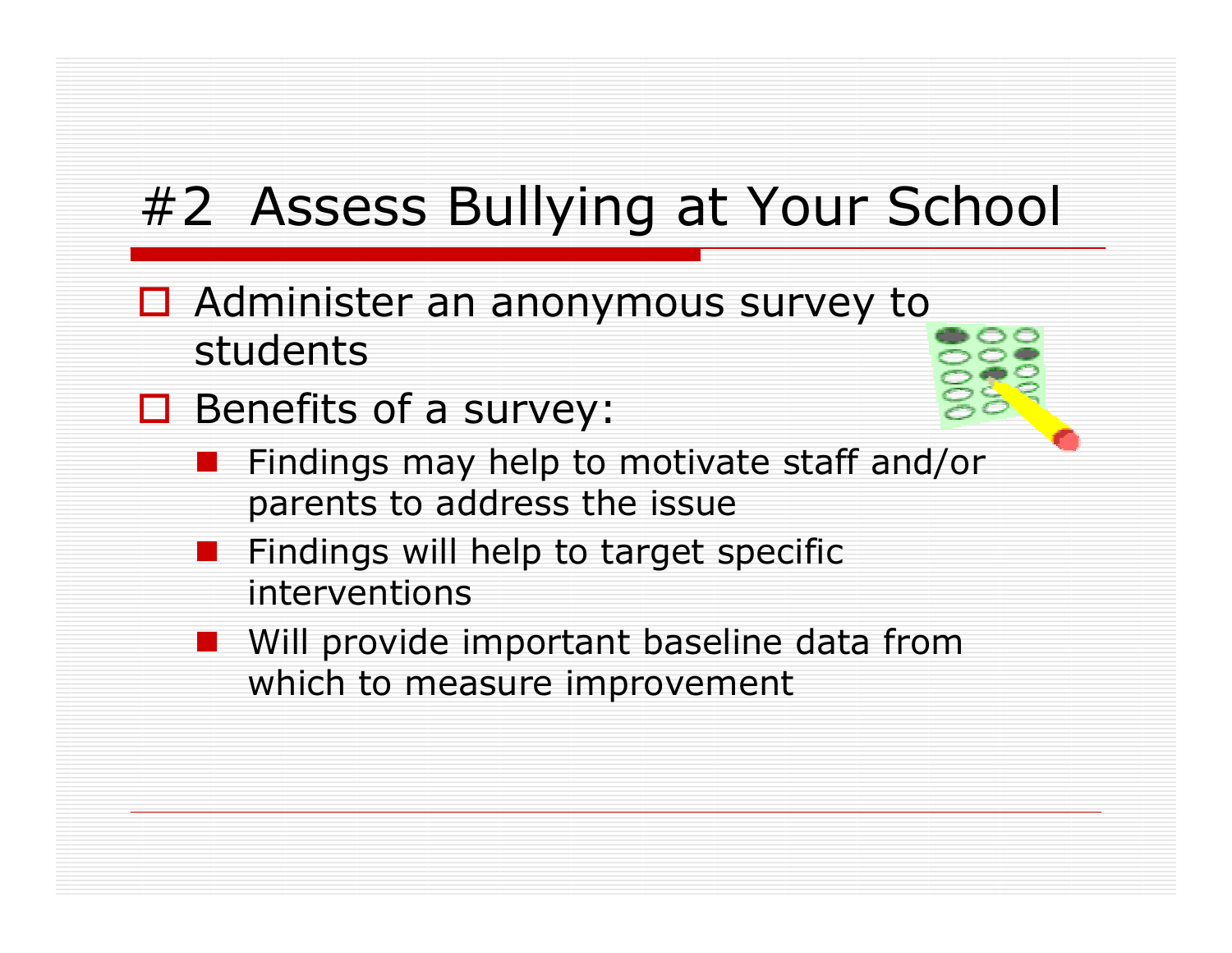# #2 Assess Bullying at Your School

- Administer an anonymous survey to students
- Benefits of a survey:
  - Findings may help to motivate staff and/or parents to address the issue
  - Findings will help to target specific interventions
  - Will provide important baseline data from which to measure improvement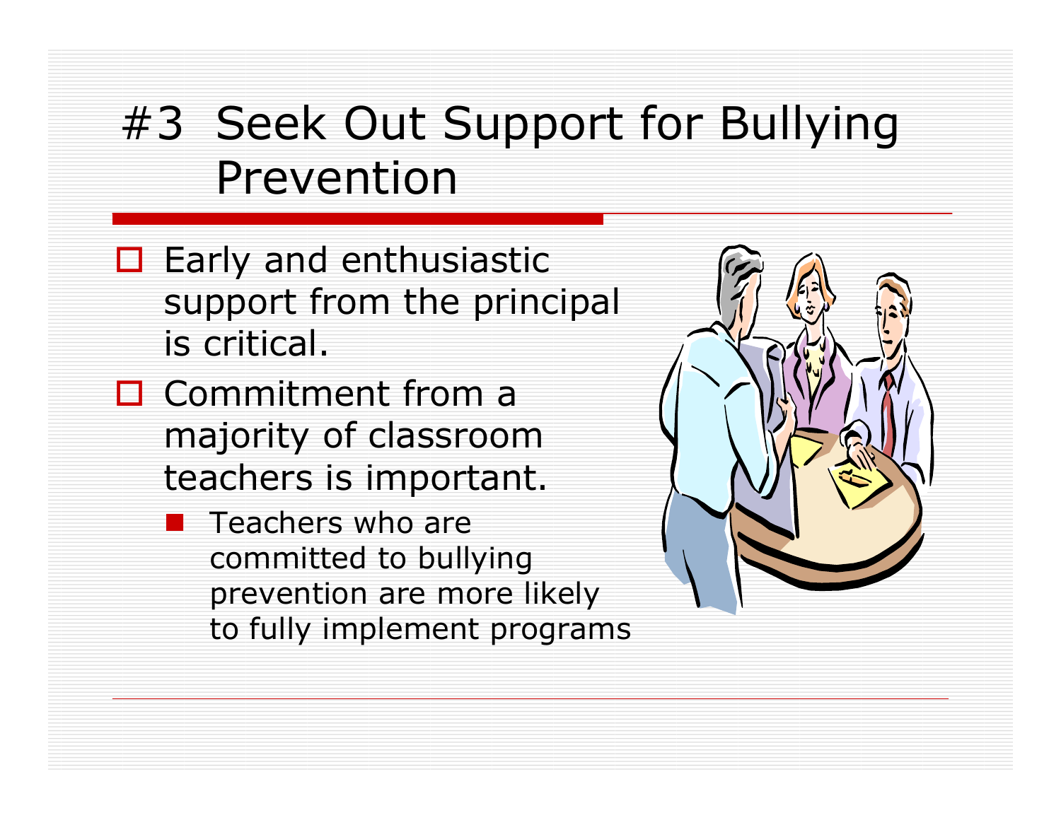# #3 Seek Out Support for Bullying Prevention

- Early and enthusiastic support from the principal is critical.
- Commitment from a majority of classroom teachers is important.
  - Teachers who are committed to bullying prevention are more likely to fully implement programs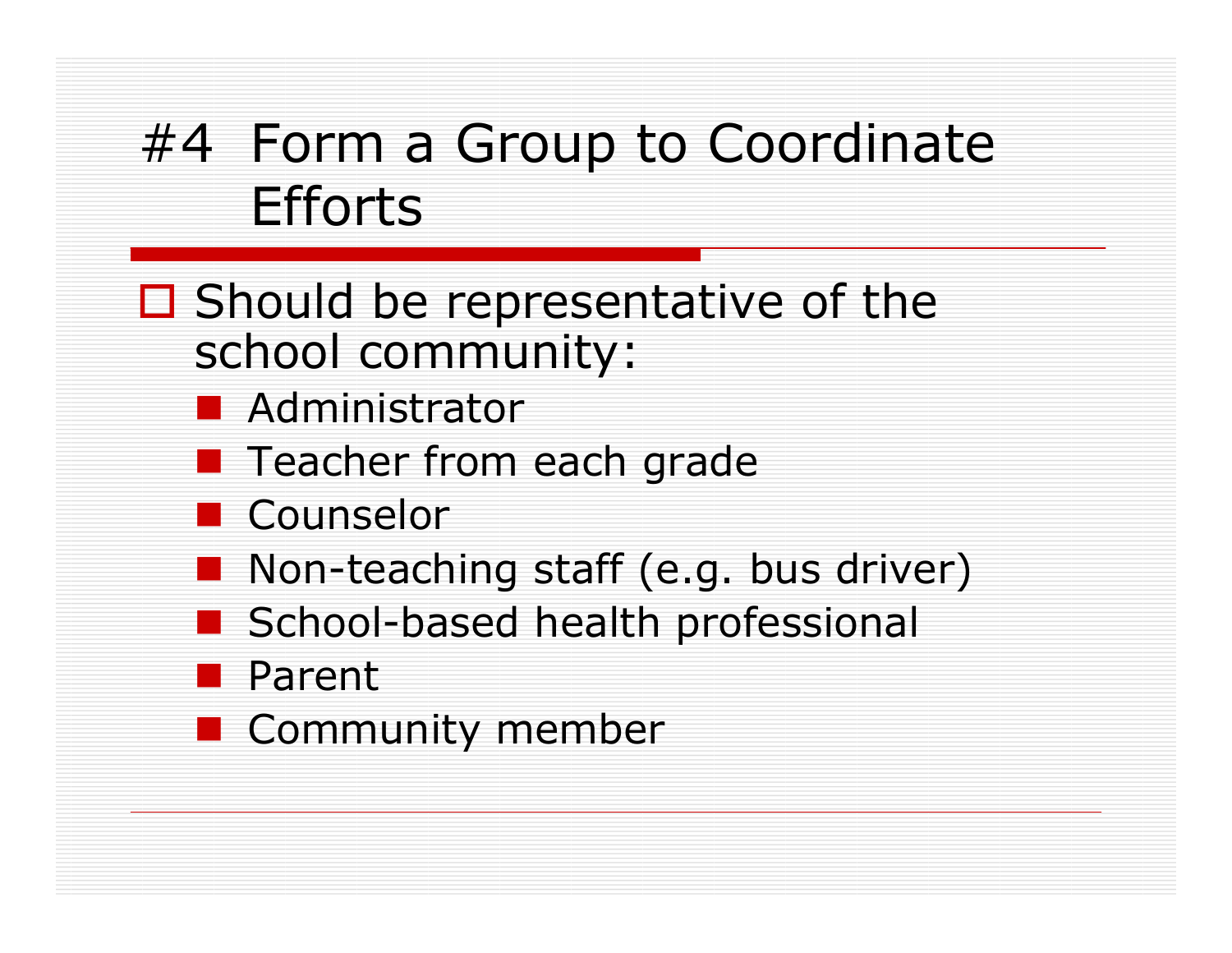# #4 Form a Group to Coordinate Efforts

- Should be representative of the school community:
  - Administrator
  - Teacher from each grade
  - Counselor
  - Non-teaching staff (e.g. bus driver)
  - School-based health professional
  - Parent
  - Community member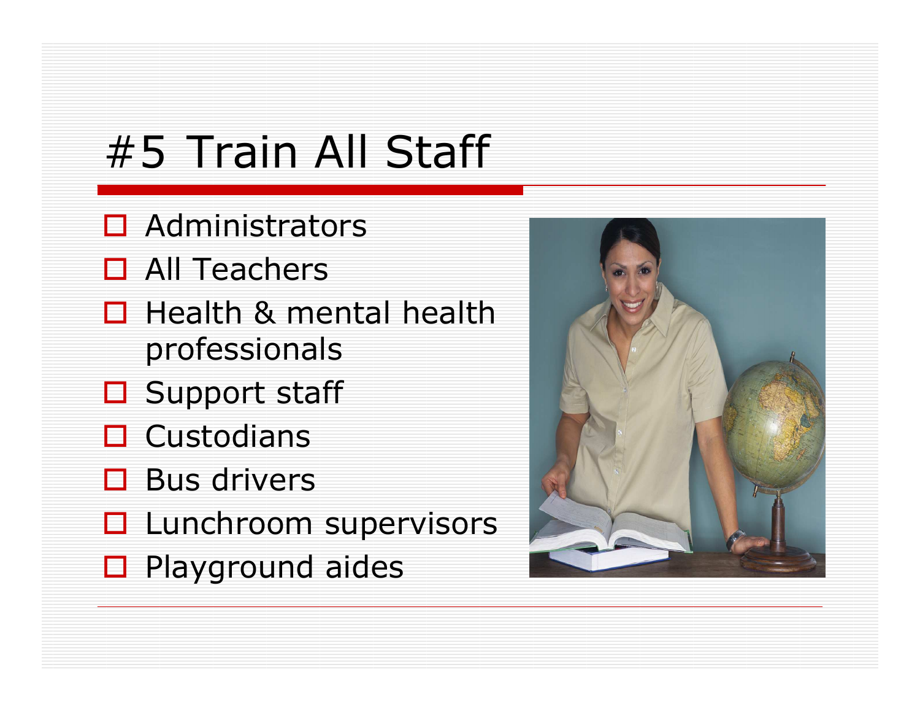# #5 Train All Staff

- Administrators
- All Teachers
- Health & mental health professionals
- Support staff
- Custodians
- Bus drivers
- Lunchroom supervisors
- Playground aides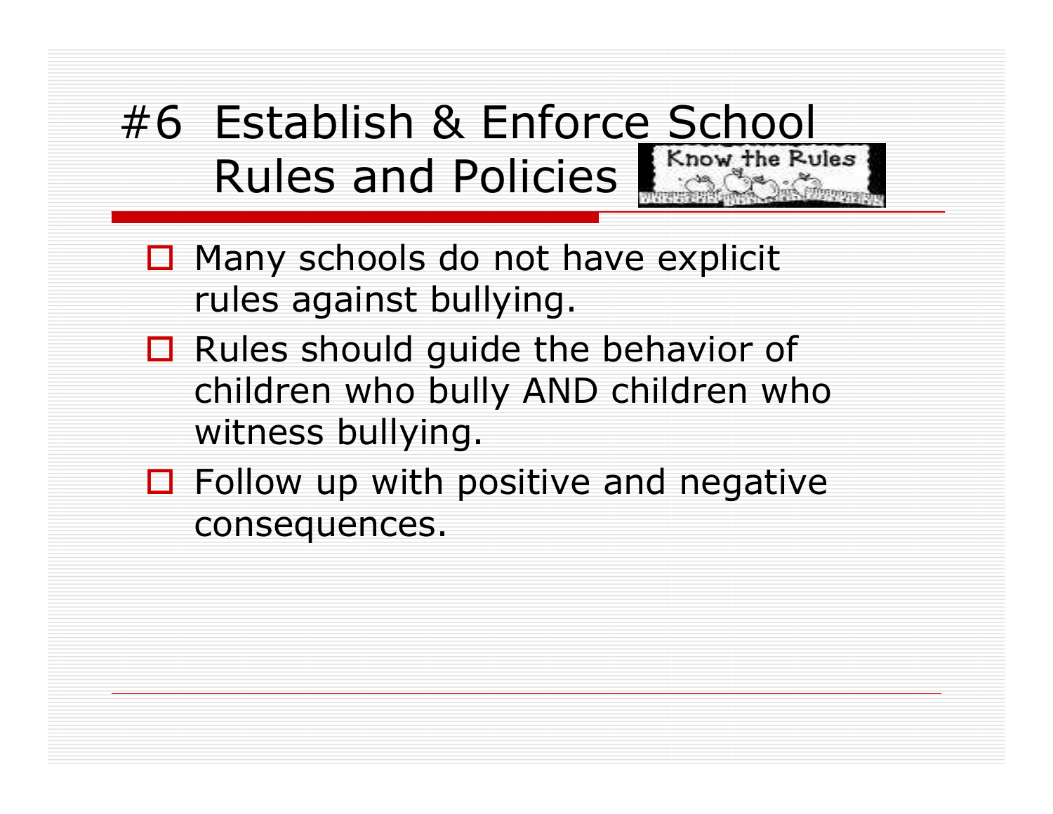# #6 Establish & Enforce School Rules and Policies

- Many schools do not have explicit rules against bullying.
- Rules should guide the behavior of children who bully AND children who witness bullying.
- Follow up with positive and negative consequences.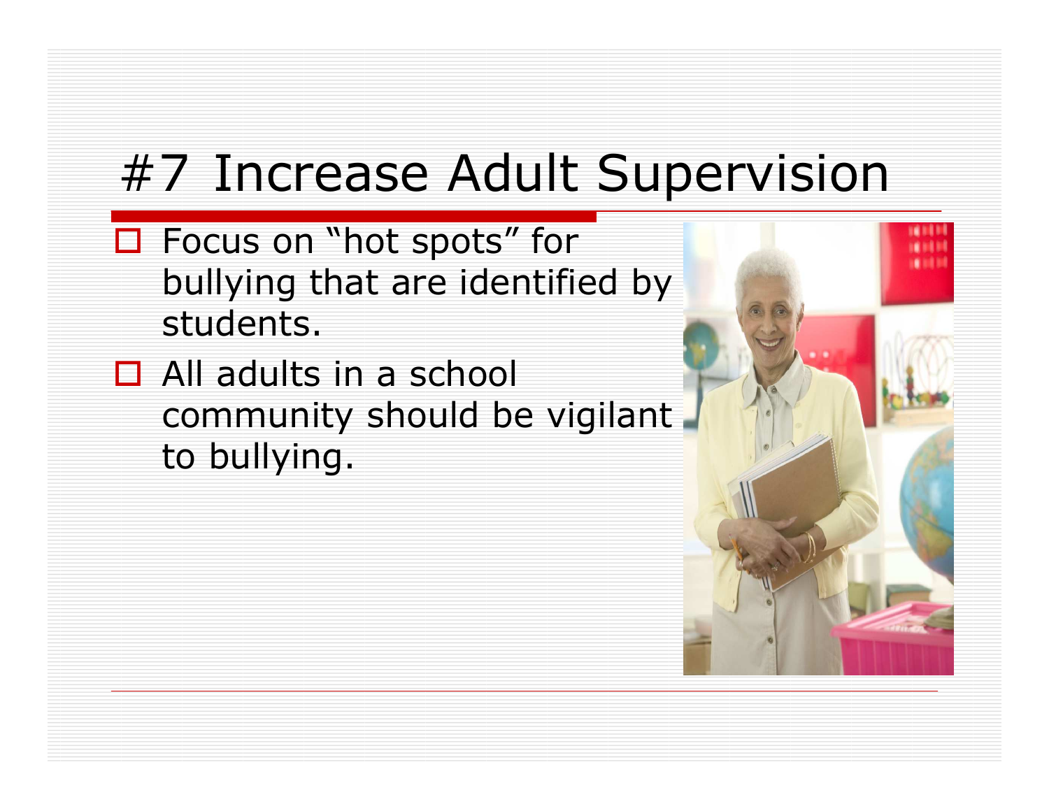# #7 Increase Adult Supervision

- Focus on "hot spots" for bullying that are identified by students.
- All adults in a school community should be vigilant to bullying.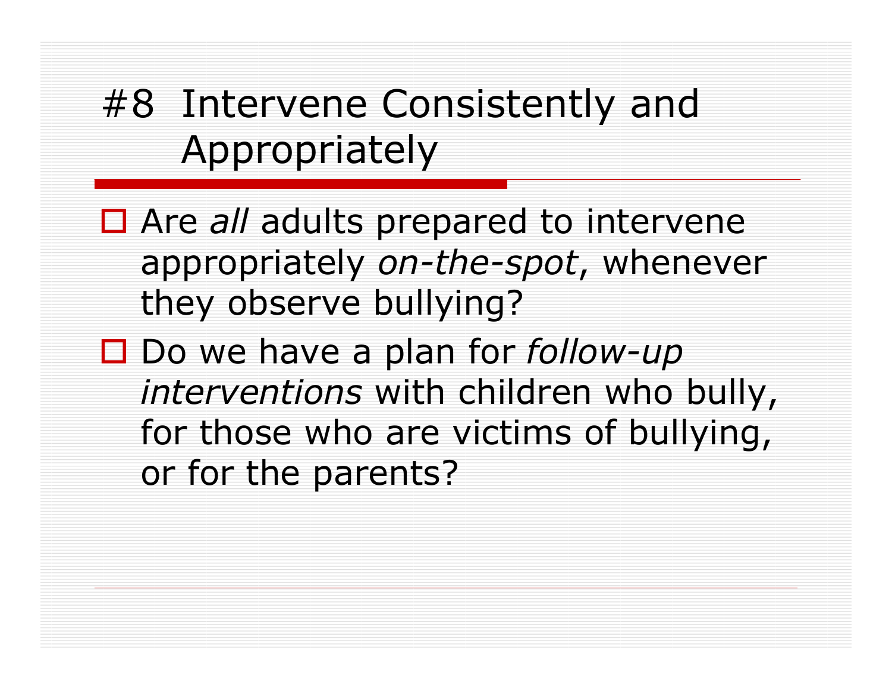# #8 Intervene Consistently and Appropriately

- Are *all* adults prepared to intervene appropriately *on-the-spot*, whenever they observe bullying?
- Do we have a plan for *follow-up interventions* with children who bully, for those who are victims of bullying, or for the parents?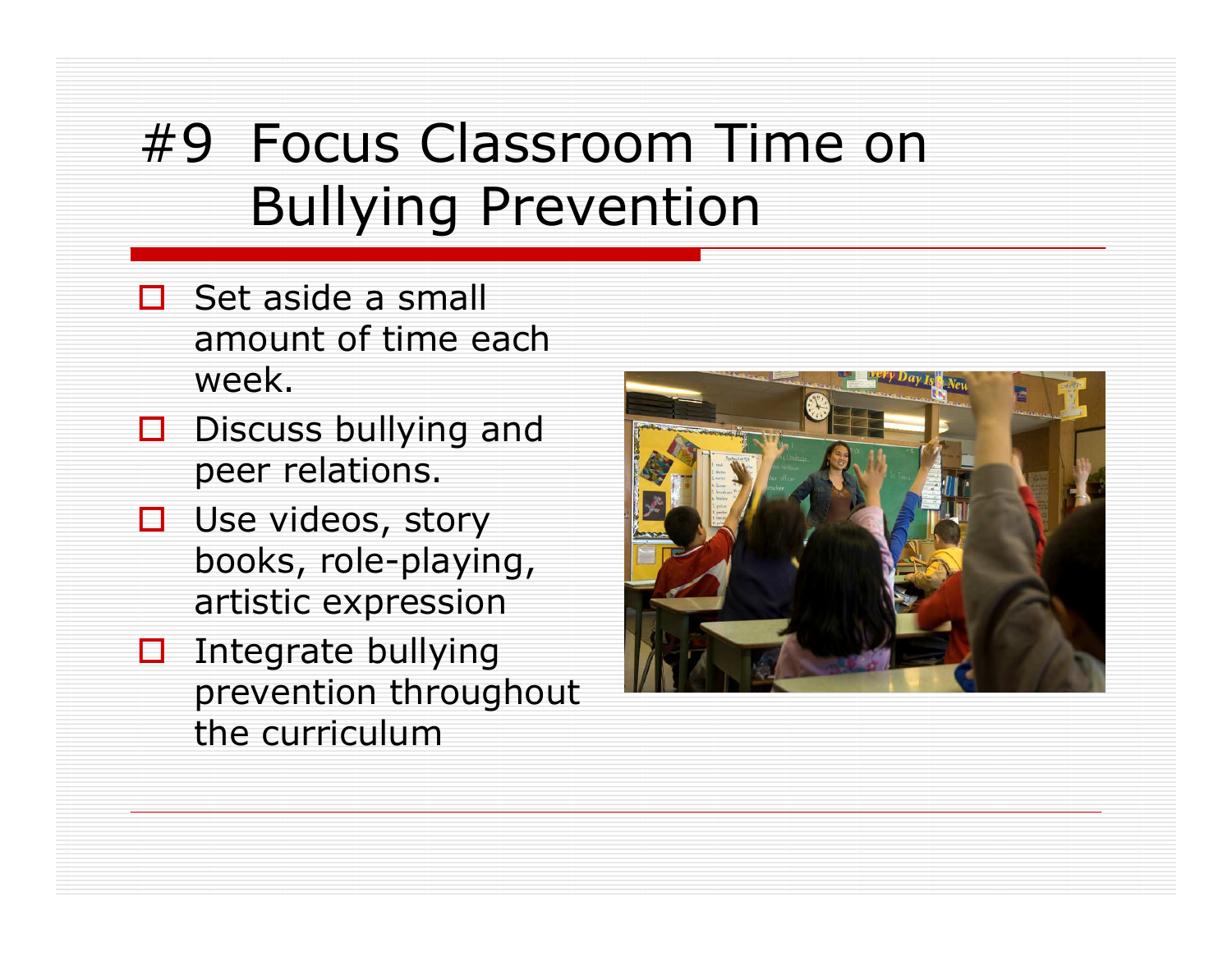# #9 Focus Classroom Time on Bullying Prevention

- Set aside a small amount of time each week.
- Discuss bullying and peer relations.
- Use videos, story books, role-playing, artistic expression
- Integrate bullying prevention throughout the curriculum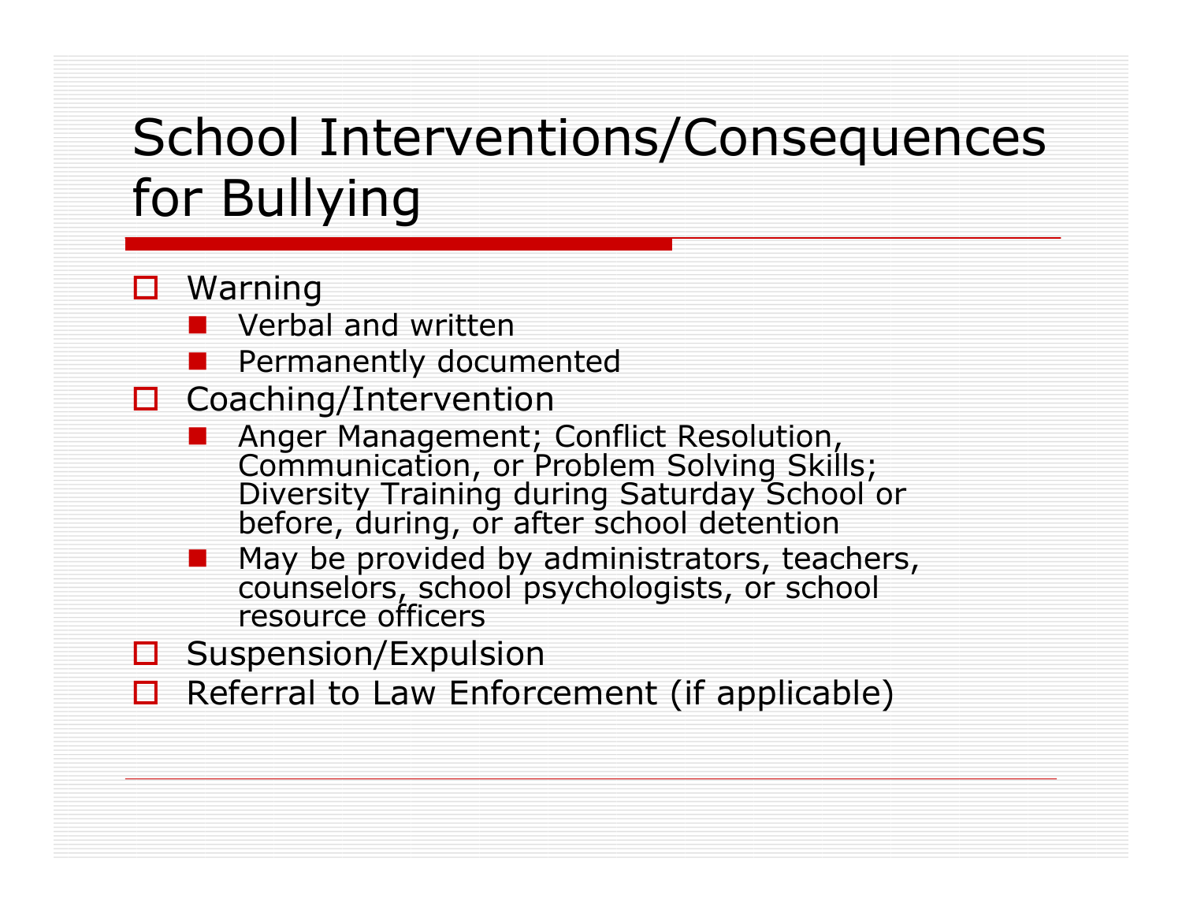# School Interventions/Consequences for Bullying

- Warning
  - Verbal and written
  - Permanently documented
- Coaching/Intervention
  - Anger Management; Conflict Resolution, Communication, or Problem Solving Skills; Diversity Training during Saturday School or before, during, or after school detention
  - May be provided by administrators, teachers, counselors, school psychologists, or school resource officers
- Suspension/Expulsion
- Referral to Law Enforcement (if applicable)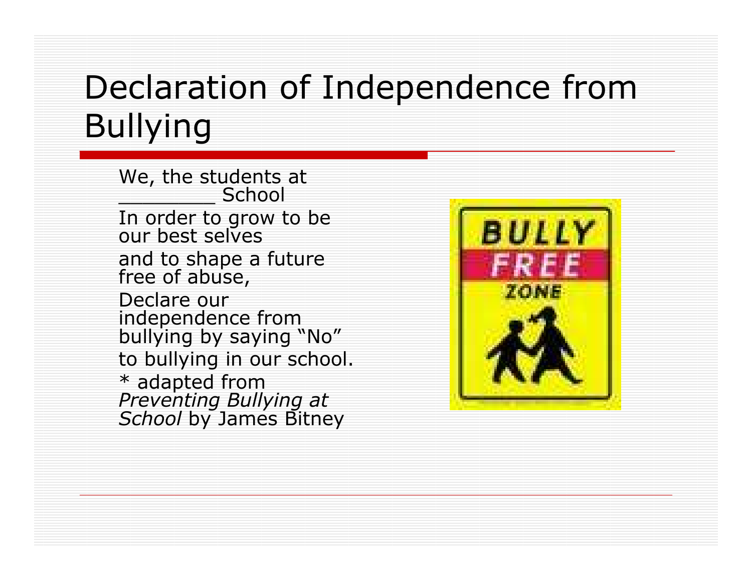# Declaration of Independence from Bullying

We, the students at ________ School

In order to grow to be our best selves

and to shape a future free of abuse,

Declare our independence from bullying by saying "No" to bullying in our school.

* adapted from *Preventing Bullying at School* by James Bitney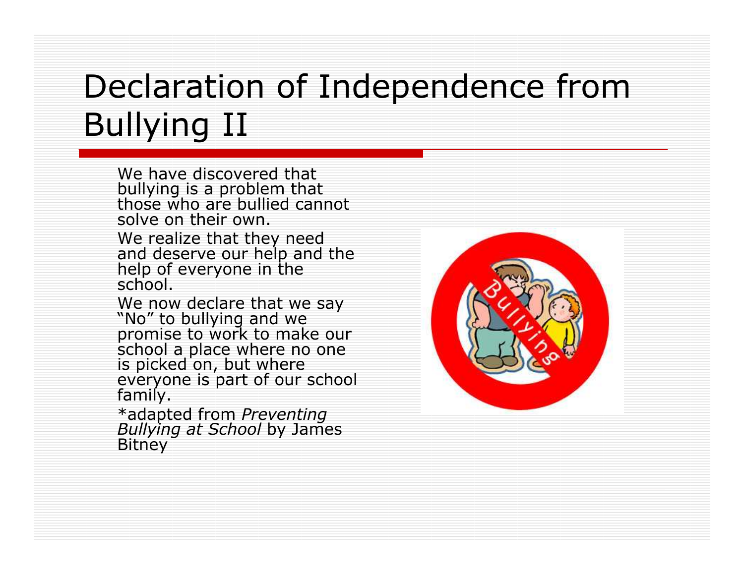# Declaration of Independence from Bullying II

We have discovered that bullying is a problem that those who are bullied cannot solve on their own.

We realize that they need and deserve our help and the help of everyone in the school.

We now declare that we say "No" to bullying and we promise to work to make our school a place where no one is picked on, but where everyone is part of our school family.

*adapted from *Preventing Bullying at School* by James Bitney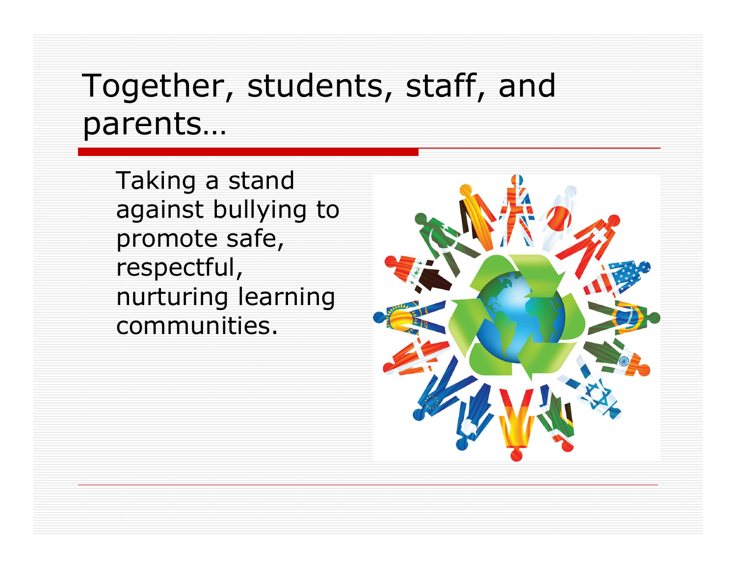# Together, students, staff, and parents…

Taking a stand against bullying to promote safe, respectful, nurturing learning communities.